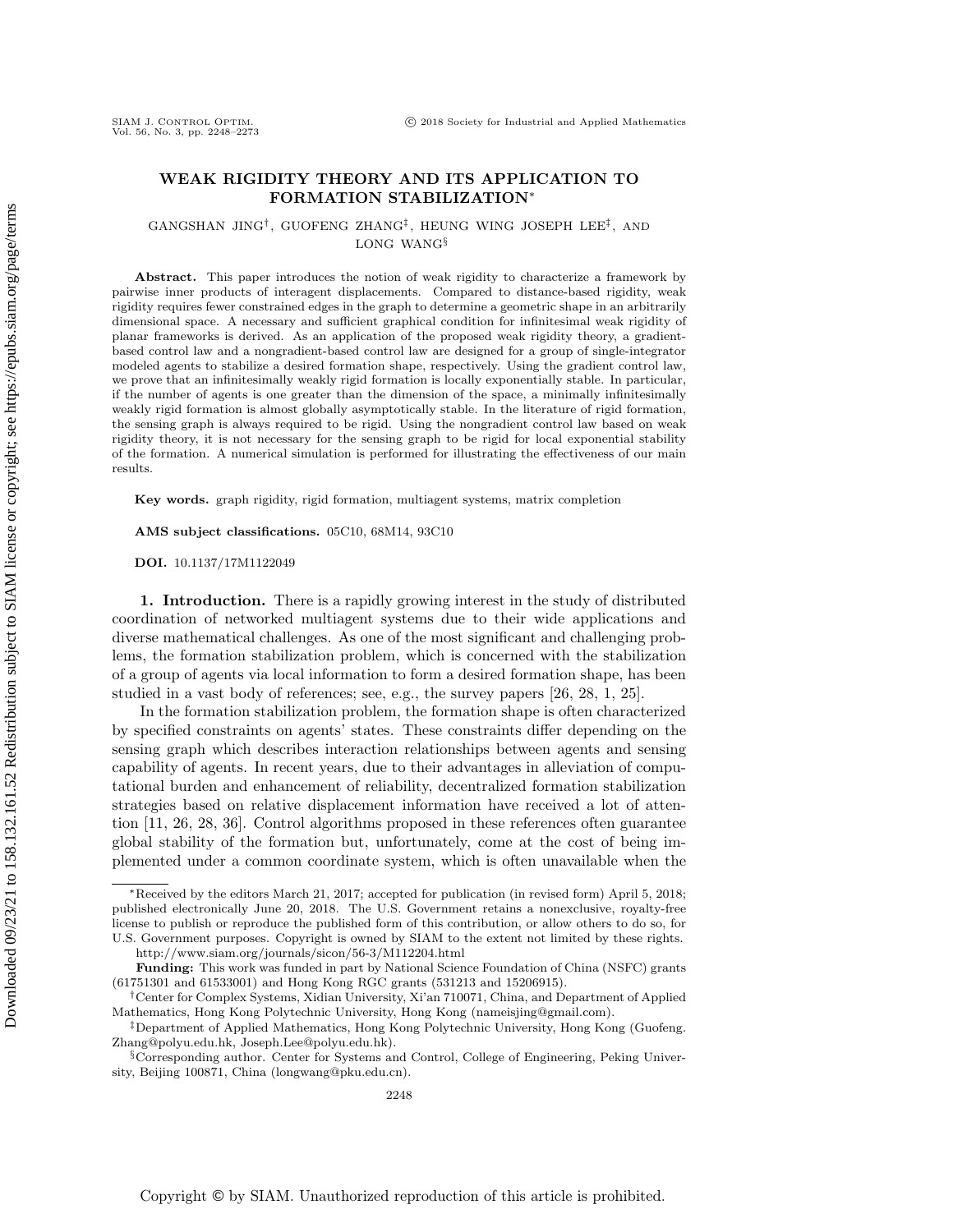# WEAK RIGIDITY THEORY AND ITS APPLICATION TO FORMATION STABILIZATION*

GANGSHAN JING[†], GUOFENG ZHANG[‡], HEUNG WING JOSEPH LEE[‡], AND LONG WANG[§]

**Abstract.** This paper introduces the notion of weak rigidity to characterize a framework by pairwise inner products of interagent displacements. Compared to distance-based rigidity, weak rigidity requires fewer constrained edges in the graph to determine a geometric shape in an arbitrarily dimensional space. A necessary and sufficient graphical condition for infinitesimal weak rigidity of planar frameworks is derived. As an application of the proposed weak rigidity theory, a gradient-based control law and a nongradient-based control law are designed for a group of single-integrator modeled agents to stabilize a desired formation shape, respectively. Using the gradient control law, we prove that an infinitesimally weakly rigid formation is locally exponentially stable. In particular, if the number of agents is one greater than the dimension of the space, a minimally infinitesimally weakly rigid formation is almost globally asymptotically stable. In the literature of rigid formation, the sensing graph is always required to be rigid. Using the nongradient control law based on weak rigidity theory, it is not necessary for the sensing graph to be rigid for local exponential stability of the formation. A numerical simulation is performed for illustrating the effectiveness of our main results.

**Key words.** graph rigidity, rigid formation, multiagent systems, matrix completion

**AMS subject classifications.** 05C10, 68M14, 93C10

**DOI.** 10.1137/17M1122049

## 1. Introduction.

There is a rapidly growing interest in the study of distributed coordination of networked multiagent systems due to their wide applications and diverse mathematical challenges. As one of the most significant and challenging problems, the formation stabilization problem, which is concerned with the stabilization of a group of agents via local information to form a desired formation shape, has been studied in a vast body of references; see, e.g., the survey papers [26, 28, 1, 25].

In the formation stabilization problem, the formation shape is often characterized by specified constraints on agents' states. These constraints differ depending on the sensing graph which describes interaction relationships between agents and sensing capability of agents. In recent years, due to their advantages in alleviation of computational burden and enhancement of reliability, decentralized formation stabilization strategies based on relative displacement information have received a lot of attention [11, 26, 28, 36]. Control algorithms proposed in these references often guarantee global stability of the formation but, unfortunately, come at the cost of being implemented under a common coordinate system, which is often unavailable when the

---

*Received by the editors March 21, 2017; accepted for publication (in revised form) April 5, 2018; published electronically June 20, 2018. The U.S. Government retains a nonexclusive, royalty-free license to publish or reproduce the published form of this contribution, or allow others to do so, for U.S. Government purposes. Copyright is owned by SIAM to the extent not limited by these rights.
http://www.siam.org/journals/sicon/56-3/M112204.html

**Funding:** This work was funded in part by National Science Foundation of China (NSFC) grants (61751301 and 61533001) and Hong Kong RGC grants (531213 and 15206915).

[†]Center for Complex Systems, Xidian University, Xi'an 710071, China, and Department of Applied Mathematics, Hong Kong Polytechnic University, Hong Kong (nameisjing@gmail.com).

[‡]Department of Applied Mathematics, Hong Kong Polytechnic University, Hong Kong (Guofeng.Zhang@polyu.edu.hk, Joseph.Lee@polyu.edu.hk).

[§]Corresponding author. Center for Systems and Control, College of Engineering, Peking University, Beijing 100871, China (longwang@pku.edu.cn).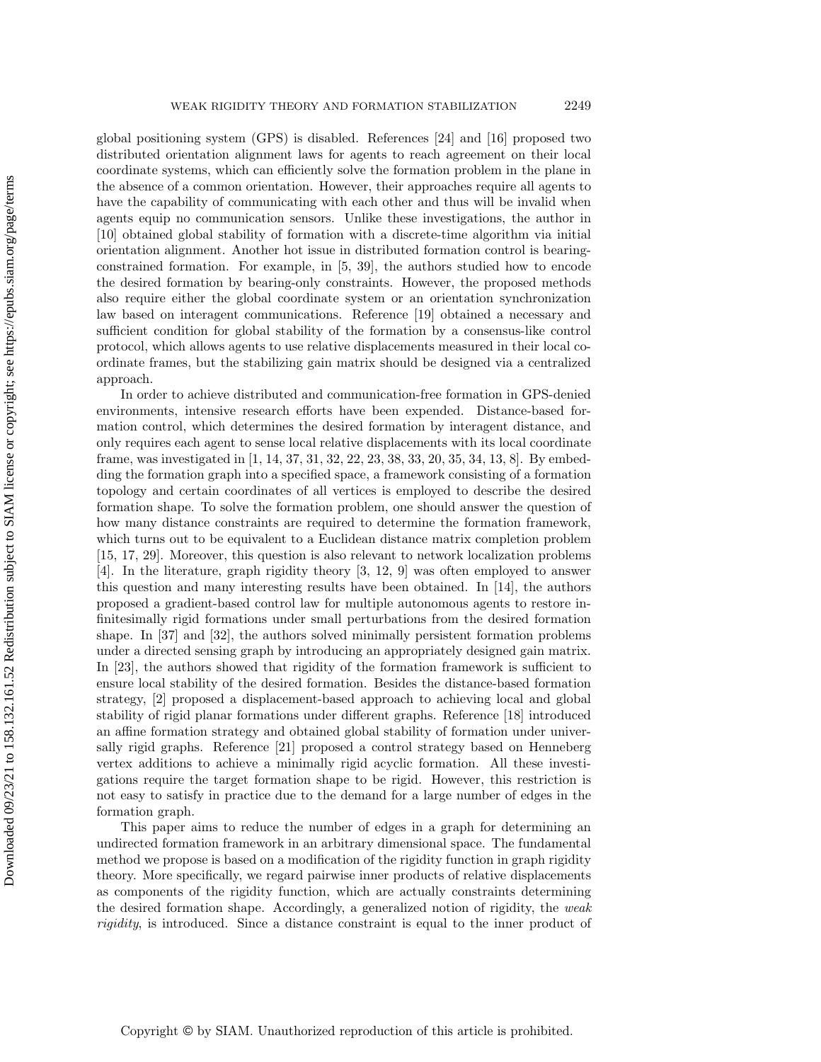global positioning system (GPS) is disabled. References [24] and [16] proposed two distributed orientation alignment laws for agents to reach agreement on their local coordinate systems, which can efficiently solve the formation problem in the plane in the absence of a common orientation. However, their approaches require all agents to have the capability of communicating with each other and thus will be invalid when agents equip no communication sensors. Unlike these investigations, the author in [10] obtained global stability of formation with a discrete-time algorithm via initial orientation alignment. Another hot issue in distributed formation control is bearing-constrained formation. For example, in [5, 39], the authors studied how to encode the desired formation by bearing-only constraints. However, the proposed methods also require either the global coordinate system or an orientation synchronization law based on interagent communications. Reference [19] obtained a necessary and sufficient condition for global stability of the formation by a consensus-like control protocol, which allows agents to use relative displacements measured in their local coordinate frames, but the stabilizing gain matrix should be designed via a centralized approach.

In order to achieve distributed and communication-free formation in GPS-denied environments, intensive research efforts have been expended. Distance-based formation control, which determines the desired formation by interagent distance, and only requires each agent to sense local relative displacements with its local coordinate frame, was investigated in [1, 14, 37, 31, 32, 22, 23, 38, 33, 20, 35, 34, 13, 8]. By embedding the formation graph into a specified space, a framework consisting of a formation topology and certain coordinates of all vertices is employed to describe the desired formation shape. To solve the formation problem, one should answer the question of how many distance constraints are required to determine the formation framework, which turns out to be equivalent to a Euclidean distance matrix completion problem [15, 17, 29]. Moreover, this question is also relevant to network localization problems [4]. In the literature, graph rigidity theory [3, 12, 9] was often employed to answer this question and many interesting results have been obtained. In [14], the authors proposed a gradient-based control law for multiple autonomous agents to restore infinitesimally rigid formations under small perturbations from the desired formation shape. In [37] and [32], the authors solved minimally persistent formation problems under a directed sensing graph by introducing an appropriately designed gain matrix. In [23], the authors showed that rigidity of the formation framework is sufficient to ensure local stability of the desired formation. Besides the distance-based formation strategy, [2] proposed a displacement-based approach to achieving local and global stability of rigid planar formations under different graphs. Reference [18] introduced an affine formation strategy and obtained global stability of formation under universally rigid graphs. Reference [21] proposed a control strategy based on Henneberg vertex additions to achieve a minimally rigid acyclic formation. All these investigations require the target formation shape to be rigid. However, this restriction is not easy to satisfy in practice due to the demand for a large number of edges in the formation graph.

This paper aims to reduce the number of edges in a graph for determining an undirected formation framework in an arbitrary dimensional space. The fundamental method we propose is based on a modification of the rigidity function in graph rigidity theory. More specifically, we regard pairwise inner products of relative displacements as components of the rigidity function, which are actually constraints determining the desired formation shape. Accordingly, a generalized notion of rigidity, the *weak rigidity*, is introduced. Since a distance constraint is equal to the inner product of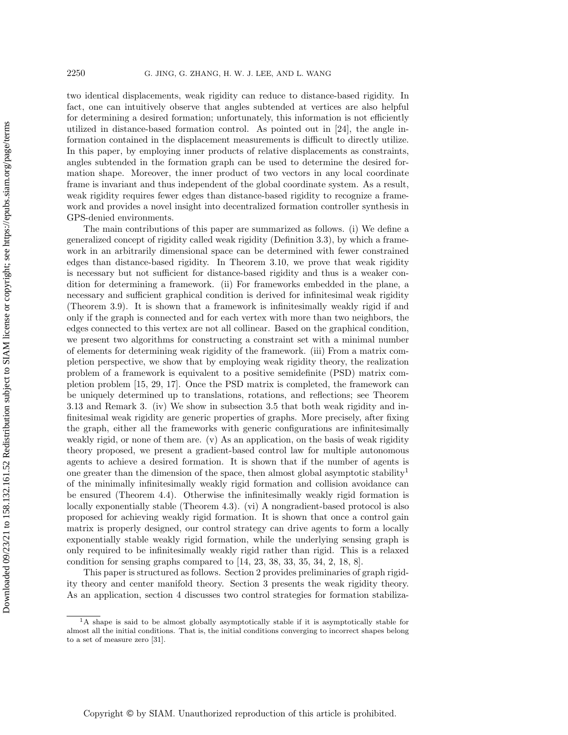two identical displacements, weak rigidity can reduce to distance-based rigidity. In fact, one can intuitively observe that angles subtended at vertices are also helpful for determining a desired formation; unfortunately, this information is not efficiently utilized in distance-based formation control. As pointed out in [24], the angle information contained in the displacement measurements is difficult to directly utilize. In this paper, by employing inner products of relative displacements as constraints, angles subtended in the formation graph can be used to determine the desired formation shape. Moreover, the inner product of two vectors in any local coordinate frame is invariant and thus independent of the global coordinate system. As a result, weak rigidity requires fewer edges than distance-based rigidity to recognize a framework and provides a novel insight into decentralized formation controller synthesis in GPS-denied environments.

The main contributions of this paper are summarized as follows. (i) We define a generalized concept of rigidity called weak rigidity (Definition 3.3), by which a framework in an arbitrarily dimensional space can be determined with fewer constrained edges than distance-based rigidity. In Theorem 3.10, we prove that weak rigidity is necessary but not sufficient for distance-based rigidity and thus is a weaker condition for determining a framework. (ii) For frameworks embedded in the plane, a necessary and sufficient graphical condition is derived for infinitesimal weak rigidity (Theorem 3.9). It is shown that a framework is infinitesimally weakly rigid if and only if the graph is connected and for each vertex with more than two neighbors, the edges connected to this vertex are not all collinear. Based on the graphical condition, we present two algorithms for constructing a constraint set with a minimal number of elements for determining weak rigidity of the framework. (iii) From a matrix completion perspective, we show that by employing weak rigidity theory, the realization problem of a framework is equivalent to a positive semidefinite (PSD) matrix completion problem [15, 29, 17]. Once the PSD matrix is completed, the framework can be uniquely determined up to translations, rotations, and reflections; see Theorem 3.13 and Remark 3. (iv) We show in subsection 3.5 that both weak rigidity and infinitesimal weak rigidity are generic properties of graphs. More precisely, after fixing the graph, either all the frameworks with generic configurations are infinitesimally weakly rigid, or none of them are. (v) As an application, on the basis of weak rigidity theory proposed, we present a gradient-based control law for multiple autonomous agents to achieve a desired formation. It is shown that if the number of agents is one greater than the dimension of the space, then almost global asymptotic stability[1] of the minimally infinitesimally weakly rigid formation and collision avoidance can be ensured (Theorem 4.4). Otherwise the infinitesimally weakly rigid formation is locally exponentially stable (Theorem 4.3). (vi) A nongradient-based protocol is also proposed for achieving weakly rigid formation. It is shown that once a control gain matrix is properly designed, our control strategy can drive agents to form a locally exponentially stable weakly rigid formation, while the underlying sensing graph is only required to be infinitesimally weakly rigid rather than rigid. This is a relaxed condition for sensing graphs compared to [14, 23, 38, 33, 35, 34, 2, 18, 8].

This paper is structured as follows. Section 2 provides preliminaries of graph rigidity theory and center manifold theory. Section 3 presents the weak rigidity theory. As an application, section 4 discusses two control strategies for formation stabiliza-

[1] A shape is said to be almost globally asymptotically stable if it is asymptotically stable for almost all the initial conditions. That is, the initial conditions converging to incorrect shapes belong to a set of measure zero [31].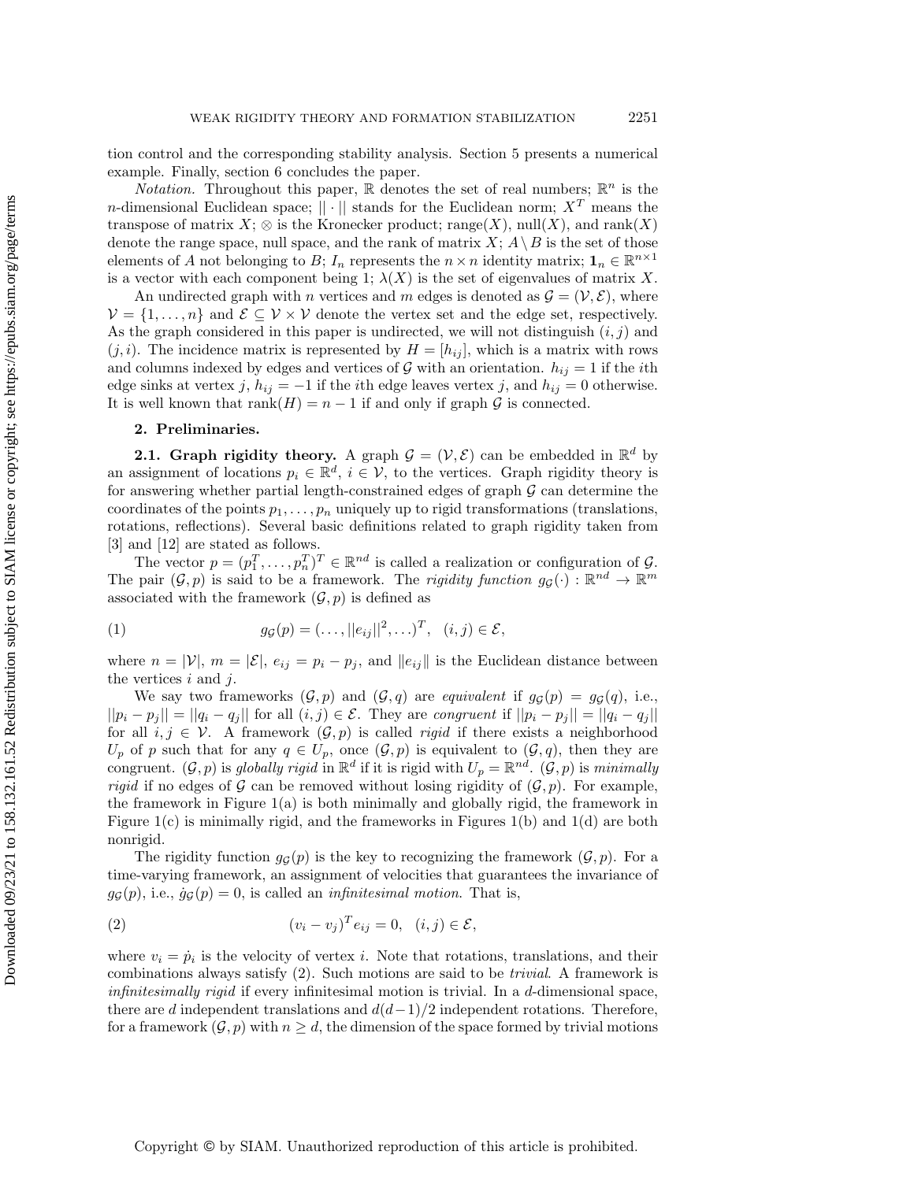tion control and the corresponding stability analysis. Section 5 presents a numerical example. Finally, section 6 concludes the paper.

*Notation.* Throughout this paper, $\mathbb{R}$ denotes the set of real numbers; $\mathbb{R}^n$ is the $n$-dimensional Euclidean space; $||\cdot||$ stands for the Euclidean norm; $X^T$ means the transpose of matrix $X$; $\otimes$ is the Kronecker product; range$(X)$, null$(X)$, and rank$(X)$ denote the range space, null space, and the rank of matrix $X$; $A \setminus B$ is the set of those elements of $A$ not belonging to $B$; $I_n$ represents the $n \times n$ identity matrix; $\mathbf{1}_n \in \mathbb{R}^{n\times 1}$ is a vector with each component being 1; $\lambda(X)$ is the set of eigenvalues of matrix $X$.

An undirected graph with $n$ vertices and $m$ edges is denoted as $\mathcal{G} = (\mathcal{V}, \mathcal{E})$, where $\mathcal{V} = \{1, \ldots, n\}$ and $\mathcal{E} \subseteq \mathcal{V} \times \mathcal{V}$ denote the vertex set and the edge set, respectively. As the graph considered in this paper is undirected, we will not distinguish $(i, j)$ and $(j, i)$. The incidence matrix is represented by $H = [h_{ij}]$, which is a matrix with rows and columns indexed by edges and vertices of $\mathcal{G}$ with an orientation. $h_{ij} = 1$ if the $i$th edge sinks at vertex $j$, $h_{ij} = -1$ if the $i$th edge leaves vertex $j$, and $h_{ij} = 0$ otherwise. It is well known that rank$(H) = n - 1$ if and only if graph $\mathcal{G}$ is connected.

## 2. Preliminaries.

### 2.1. Graph rigidity theory.

A graph $\mathcal{G} = (\mathcal{V}, \mathcal{E})$ can be embedded in $\mathbb{R}^d$ by an assignment of locations $p_i \in \mathbb{R}^d$, $i \in \mathcal{V}$, to the vertices. Graph rigidity theory is for answering whether partial length-constrained edges of graph $\mathcal{G}$ can determine the coordinates of the points $p_1, \ldots, p_n$ uniquely up to rigid transformations (translations, rotations, reflections). Several basic definitions related to graph rigidity taken from [3] and [12] are stated as follows.

The vector $p = (p_1^T, \ldots, p_n^T)^T \in \mathbb{R}^{nd}$ is called a realization or configuration of $\mathcal{G}$. The pair $(\mathcal{G}, p)$ is said to be a framework. The *rigidity function* $g_{\mathcal{G}}(\cdot) : \mathbb{R}^{nd} \to \mathbb{R}^m$ associated with the framework $(\mathcal{G}, p)$ is defined as

$$g_{\mathcal{G}}(p) = (\ldots, ||e_{ij}||^2, \ldots)^T, \quad (i, j) \in \mathcal{E}, \tag{1}$$

where $n = |\mathcal{V}|$, $m = |\mathcal{E}|$, $e_{ij} = p_i - p_j$, and $\|e_{ij}\|$ is the Euclidean distance between the vertices $i$ and $j$.

We say two frameworks $(\mathcal{G}, p)$ and $(\mathcal{G}, q)$ are *equivalent* if $g_{\mathcal{G}}(p) = g_{\mathcal{G}}(q)$, i.e., $||p_i - p_j|| = ||q_i - q_j||$ for all $(i, j) \in \mathcal{E}$. They are *congruent* if $||p_i - p_j|| = ||q_i - q_j||$ for all $i, j \in \mathcal{V}$. A framework $(\mathcal{G}, p)$ is called *rigid* if there exists a neighborhood $U_p$ of $p$ such that for any $q \in U_p$, once $(\mathcal{G}, p)$ is equivalent to $(\mathcal{G}, q)$, then they are congruent. $(\mathcal{G}, p)$ is *globally rigid* in $\mathbb{R}^d$ if it is rigid with $U_p = \mathbb{R}^{nd}$. $(\mathcal{G}, p)$ is *minimally rigid* if no edges of $\mathcal{G}$ can be removed without losing rigidity of $(\mathcal{G}, p)$. For example, the framework in Figure 1(a) is both minimally and globally rigid, the framework in Figure 1(c) is minimally rigid, and the frameworks in Figures 1(b) and 1(d) are both nonrigid.

The rigidity function $g_{\mathcal{G}}(p)$ is the key to recognizing the framework $(\mathcal{G}, p)$. For a time-varying framework, an assignment of velocities that guarantees the invariance of $g_{\mathcal{G}}(p)$, i.e., $\dot{g}_{\mathcal{G}}(p) = 0$, is called an *infinitesimal motion*. That is,

$$(v_i - v_j)^T e_{ij} = 0, \quad (i, j) \in \mathcal{E}, \tag{2}$$

where $v_i = \dot{p}_i$ is the velocity of vertex $i$. Note that rotations, translations, and their combinations always satisfy (2). Such motions are said to be *trivial*. A framework is *infinitesimally rigid* if every infinitesimal motion is trivial. In a $d$-dimensional space, there are $d$ independent translations and $d(d-1)/2$ independent rotations. Therefore, for a framework $(\mathcal{G}, p)$ with $n \geq d$, the dimension of the space formed by trivial motions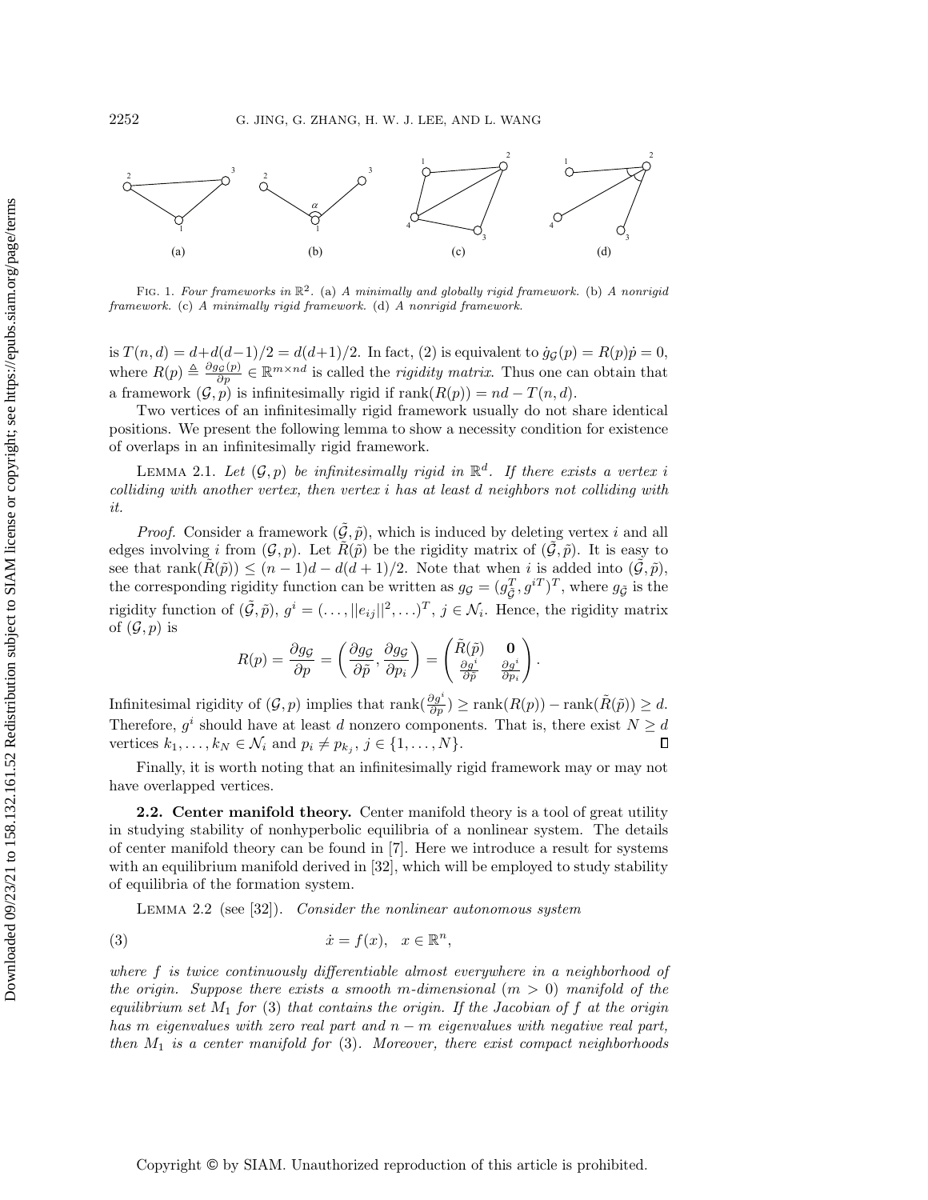FIG. 1. *Four frameworks in* $\mathbb{R}^2$. (a) *A minimally and globally rigid framework.* (b) *A nonrigid framework.* (c) *A minimally rigid framework.* (d) *A nonrigid framework.*

is $T(n,d) = d + d(d-1)/2 = d(d+1)/2$. In fact, (2) is equivalent to $\dot{g}_{\mathcal{G}}(p) = R(p)\dot{p} = 0$, where $R(p) \triangleq \frac{\partial g_{\mathcal{G}}(p)}{\partial p} \in \mathbb{R}^{m \times nd}$ is called the *rigidity matrix*. Thus one can obtain that a framework $(\mathcal{G}, p)$ is infinitesimally rigid if $\operatorname{rank}(R(p)) = nd - T(n,d)$.

Two vertices of an infinitesimally rigid framework usually do not share identical positions. We present the following lemma to show a necessity condition for existence of overlaps in an infinitesimally rigid framework.

LEMMA 2.1. *Let* $(\mathcal{G}, p)$ *be infinitesimally rigid in* $\mathbb{R}^d$. *If there exists a vertex* $i$ *colliding with another vertex, then vertex* $i$ *has at least* $d$ *neighbors not colliding with it.*

*Proof.* Consider a framework $(\tilde{\mathcal{G}}, \tilde{p})$, which is induced by deleting vertex $i$ and all edges involving $i$ from $(\mathcal{G}, p)$. Let $\tilde{R}(\tilde{p})$ be the rigidity matrix of $(\tilde{\mathcal{G}}, \tilde{p})$. It is easy to see that $\operatorname{rank}(\tilde{R}(\tilde{p})) \leq (n-1)d - d(d+1)/2$. Note that when $i$ is added into $(\tilde{\mathcal{G}}, \tilde{p})$, the corresponding rigidity function can be written as $g_{\mathcal{G}} = (g_{\tilde{\mathcal{G}}}^T, g^{iT})^T$, where $g_{\tilde{\mathcal{G}}}$ is the rigidity function of $(\tilde{\mathcal{G}}, \tilde{p})$, $g^i = (\ldots, ||e_{ij}||^2, \ldots)^T$, $j \in \mathcal{N}_i$. Hence, the rigidity matrix of $(\mathcal{G}, p)$ is

$$R(p) = \frac{\partial g_{\mathcal{G}}}{\partial p} = \left( \frac{\partial g_{\mathcal{G}}}{\partial \tilde{p}}, \frac{\partial g_{\mathcal{G}}}{\partial p_i} \right) = \begin{pmatrix} \tilde{R}(\tilde{p}) & \mathbf{0} \\ \frac{\partial g^i}{\partial \tilde{p}} & \frac{\partial g^i}{\partial p_i} \end{pmatrix}.$$

Infinitesimal rigidity of $(\mathcal{G}, p)$ implies that $\operatorname{rank}(\frac{\partial g^i}{\partial p}) \geq \operatorname{rank}(R(p)) - \operatorname{rank}(\tilde{R}(\tilde{p})) \geq d$. Therefore, $g^i$ should have at least $d$ nonzero components. That is, there exist $N \geq d$ vertices $k_1, \ldots, k_N \in \mathcal{N}_i$ and $p_i \neq p_{k_j}$, $j \in \{1, \ldots, N\}$. $\square$

Finally, it is worth noting that an infinitesimally rigid framework may or may not have overlapped vertices.

### 2.2. Center manifold theory.

Center manifold theory is a tool of great utility in studying stability of nonhyperbolic equilibria of a nonlinear system. The details of center manifold theory can be found in [7]. Here we introduce a result for systems with an equilibrium manifold derived in [32], which will be employed to study stability of equilibria of the formation system.

LEMMA 2.2 (see [32]). *Consider the nonlinear autonomous system*

$$\dot{x} = f(x), \quad x \in \mathbb{R}^n, \tag{3}$$

*where* $f$ *is twice continuously differentiable almost everywhere in a neighborhood of the origin. Suppose there exists a smooth* $m$*-dimensional* $(m > 0)$ *manifold of the equilibrium set* $M_1$ *for* (3) *that contains the origin. If the Jacobian of* $f$ *at the origin has* $m$ *eigenvalues with zero real part and* $n - m$ *eigenvalues with negative real part, then* $M_1$ *is a center manifold for* (3). *Moreover, there exist compact neighborhoods*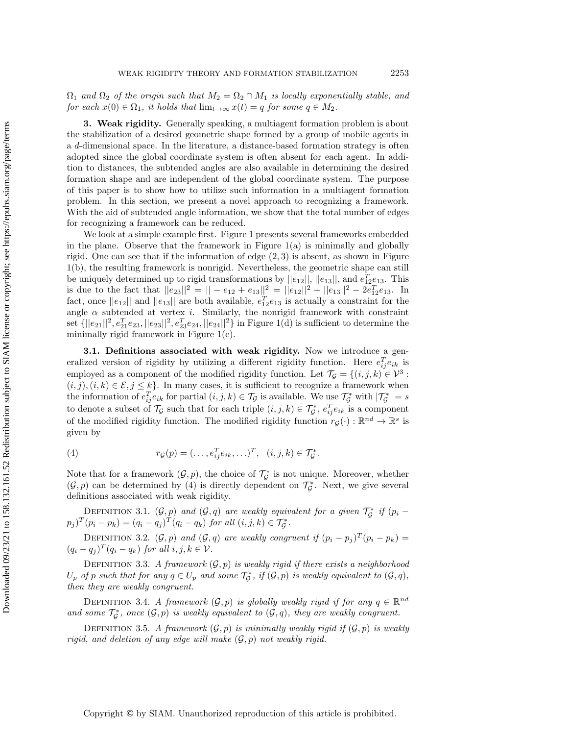$\Omega_1$ *and* $\Omega_2$ *of the origin such that* $M_2 = \Omega_2 \cap M_1$ *is locally exponentially stable, and for each* $x(0) \in \Omega_1$*, it holds that* $\lim_{t\to\infty} x(t) = q$ *for some* $q \in M_2$.

## 3. Weak rigidity.

Generally speaking, a multiagent formation problem is about the stabilization of a desired geometric shape formed by a group of mobile agents in a $d$-dimensional space. In the literature, a distance-based formation strategy is often adopted since the global coordinate system is often absent for each agent. In addition to distances, the subtended angles are also available in determining the desired formation shape and are independent of the global coordinate system. The purpose of this paper is to show how to utilize such information in a multiagent formation problem. In this section, we present a novel approach to recognizing a framework. With the aid of subtended angle information, we show that the total number of edges for recognizing a framework can be reduced.

We look at a simple example first. Figure 1 presents several frameworks embedded in the plane. Observe that the framework in Figure 1(a) is minimally and globally rigid. One can see that if the information of edge $(2, 3)$ is absent, as shown in Figure 1(b), the resulting framework is nonrigid. Nevertheless, the geometric shape can still be uniquely determined up to rigid transformations by $||e_{12}||$, $||e_{13}||$, and $e_{12}^T e_{13}$. This is due to the fact that $||e_{23}||^2 = || - e_{12} + e_{13}||^2 = ||e_{12}||^2 + ||e_{13}||^2 - 2e_{12}^T e_{13}$. In fact, once $||e_{12}||$ and $||e_{13}||$ are both available, $e_{12}^T e_{13}$ is actually a constraint for the angle $\alpha$ subtended at vertex $i$. Similarly, the nonrigid framework with constraint set $\{||e_{21}||^2, e_{21}^T e_{23}, ||e_{23}||^2, e_{23}^T e_{24}, ||e_{24}||^2\}$ in Figure 1(d) is sufficient to determine the minimally rigid framework in Figure 1(c).

### 3.1. Definitions associated with weak rigidity.

Now we introduce a generalized version of rigidity by utilizing a different rigidity function. Here $e_{ij}^T e_{ik}$ is employed as a component of the modified rigidity function. Let $\mathcal{T}_\mathcal{G} = \{(i, j, k) \in \mathcal{V}^3 : (i, j), (i, k) \in \mathcal{E}, j \le k\}$. In many cases, it is sufficient to recognize a framework when the information of $e_{ij}^T e_{ik}$ for partial $(i, j, k) \in \mathcal{T}_\mathcal{G}$ is available. We use $\mathcal{T}_\mathcal{G}^*$ with $|\mathcal{T}_\mathcal{G}^*| = s$ to denote a subset of $\mathcal{T}_\mathcal{G}$ such that for each triple $(i, j, k) \in \mathcal{T}_\mathcal{G}^*$, $e_{ij}^T e_{ik}$ is a component of the modified rigidity function. The modified rigidity function $r_\mathcal{G}(\cdot) : \mathbb{R}^{nd} \to \mathbb{R}^s$ is given by

$$r_\mathcal{G}(p) = (\ldots, e_{ij}^T e_{ik}, \ldots)^T, \quad (i, j, k) \in \mathcal{T}_\mathcal{G}^*. \tag{4}$$

Note that for a framework $(\mathcal{G}, p)$, the choice of $\mathcal{T}_\mathcal{G}^*$ is not unique. Moreover, whether $(\mathcal{G}, p)$ can be determined by (4) is directly dependent on $\mathcal{T}_\mathcal{G}^*$. Next, we give several definitions associated with weak rigidity.

Definition 3.1. *$(\mathcal{G}, p)$ and $(\mathcal{G}, q)$ are weakly equivalent for a given $\mathcal{T}_\mathcal{G}^*$ if $(p_i - p_j)^T (p_i - p_k) = (q_i - q_j)^T (q_i - q_k)$ for all $(i, j, k) \in \mathcal{T}_\mathcal{G}^*$.*

Definition 3.2. *$(\mathcal{G}, p)$ and $(\mathcal{G}, q)$ are weakly congruent if $(p_i - p_j)^T (p_i - p_k) = (q_i - q_j)^T (q_i - q_k)$ for all $i, j, k \in \mathcal{V}$.*

Definition 3.3. *A framework $(\mathcal{G}, p)$ is weakly rigid if there exists a neighborhood $U_p$ of $p$ such that for any $q \in U_p$ and some $\mathcal{T}_\mathcal{G}^*$, if $(\mathcal{G}, p)$ is weakly equivalent to $(\mathcal{G}, q)$, then they are weakly congruent.*

Definition 3.4. *A framework $(\mathcal{G}, p)$ is globally weakly rigid if for any $q \in \mathbb{R}^{nd}$ and some $\mathcal{T}_\mathcal{G}^*$, once $(\mathcal{G}, p)$ is weakly equivalent to $(\mathcal{G}, q)$, they are weakly congruent.*

Definition 3.5. *A framework $(\mathcal{G}, p)$ is minimally weakly rigid if $(\mathcal{G}, p)$ is weakly rigid, and deletion of any edge will make $(\mathcal{G}, p)$ not weakly rigid.*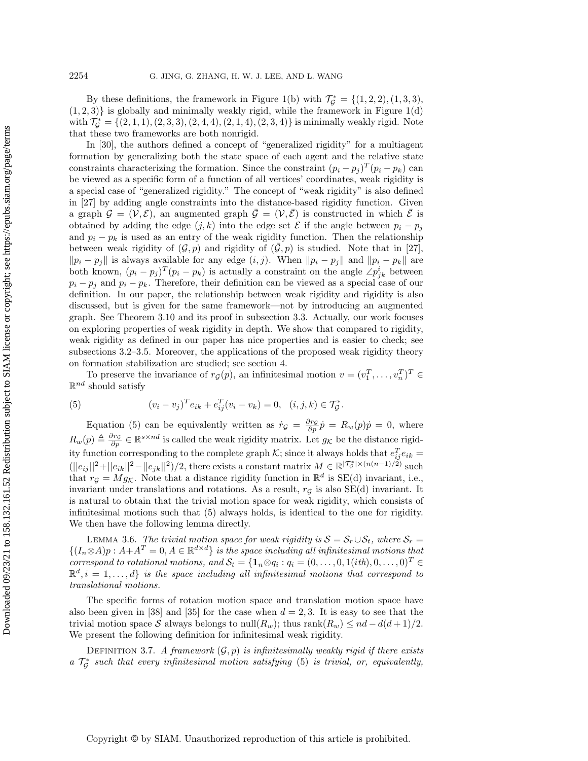By these definitions, the framework in Figure 1(b) with $\mathcal{T}_{\mathcal{G}}^* = \{(1,2,2),(1,3,3),(1,2,3)\}$ is globally and minimally weakly rigid, while the framework in Figure 1(d) with $\mathcal{T}_{\mathcal{G}}^* = \{(2,1,1),(2,3,3),(2,4,4),(2,1,4),(2,3,4)\}$ is minimally weakly rigid. Note that these two frameworks are both nonrigid.

In [30], the authors defined a concept of "generalized rigidity" for a multiagent formation by generalizing both the state space of each agent and the relative state constraints characterizing the formation. Since the constraint $(p_i - p_j)^T(p_i - p_k)$ can be viewed as a specific form of a function of all vertices' coordinates, weak rigidity is a special case of "generalized rigidity." The concept of "weak rigidity" is also defined in [27] by adding angle constraints into the distance-based rigidity function. Given a graph $\mathcal{G} = (\mathcal{V}, \mathcal{E})$, an augmented graph $\bar{\mathcal{G}} = (\mathcal{V}, \bar{\mathcal{E}})$ is constructed in which $\bar{\mathcal{E}}$ is obtained by adding the edge $(j,k)$ into the edge set $\mathcal{E}$ if the angle between $p_i - p_j$ and $p_i - p_k$ is used as an entry of the weak rigidity function. Then the relationship between weak rigidity of $(\mathcal{G}, p)$ and rigidity of $(\bar{\mathcal{G}}, p)$ is studied. Note that in [27], $\|p_i - p_j\|$ is always available for any edge $(i,j)$. When $\|p_i - p_j\|$ and $\|p_i - p_k\|$ are both known, $(p_i - p_j)^T(p_i - p_k)$ is actually a constraint on the angle $\angle p_{jk}^i$ between $p_i - p_j$ and $p_i - p_k$. Therefore, their definition can be viewed as a special case of our definition. In our paper, the relationship between weak rigidity and rigidity is also discussed, but is given for the same framework—not by introducing an augmented graph. See Theorem 3.10 and its proof in subsection 3.3. Actually, our work focuses on exploring properties of weak rigidity in depth. We show that compared to rigidity, weak rigidity as defined in our paper has nice properties and is easier to check; see subsections 3.2–3.5. Moreover, the applications of the proposed weak rigidity theory on formation stabilization are studied; see section 4.

To preserve the invariance of $r_{\mathcal{G}}(p)$, an infinitesimal motion $v = (v_1^T, \ldots, v_n^T)^T \in \mathbb{R}^{nd}$ should satisfy

$$(v_i - v_j)^T e_{ik} + e_{ij}^T (v_i - v_k) = 0, \quad (i,j,k) \in \mathcal{T}_{\mathcal{G}}^*. \tag{5}$$

Equation (5) can be equivalently written as $\dot{r}_{\mathcal{G}} = \frac{\partial r_{\mathcal{G}}}{\partial p}\dot{p} = R_w(p)\dot{p} = 0$, where $R_w(p) \triangleq \frac{\partial r_{\mathcal{G}}}{\partial p} \in \mathbb{R}^{s \times nd}$ is called the weak rigidity matrix. Let $g_{\mathcal{K}}$ be the distance rigidity function corresponding to the complete graph $\mathcal{K}$; since it always holds that $e_{ij}^T e_{ik} = (\|e_{ij}\|^2 + \|e_{ik}\|^2 - \|e_{jk}\|^2)/2$, there exists a constant matrix $M \in \mathbb{R}^{|\mathcal{T}_{\mathcal{G}}^*| \times (n(n-1)/2)}$ such that $r_{\mathcal{G}} = M g_{\mathcal{K}}$. Note that a distance rigidity function in $\mathbb{R}^d$ is SE(d) invariant, i.e., invariant under translations and rotations. As a result, $r_{\mathcal{G}}$ is also SE(d) invariant. It is natural to obtain that the trivial motion space for weak rigidity, which consists of infinitesimal motions such that (5) always holds, is identical to the one for rigidity. We then have the following lemma directly.

Lemma 3.6. *The trivial motion space for weak rigidity is $\mathcal{S} = \mathcal{S}_r \cup \mathcal{S}_t$, where $\mathcal{S}_r = \{(I_n \otimes A)p : A + A^T = 0, A \in \mathbb{R}^{d \times d}\}$ is the space including all infinitesimal motions that correspond to rotational motions, and $\mathcal{S}_t = \{\mathbf{1}_n \otimes q_i : q_i = (0, \ldots, 0, 1(ith), 0, \ldots, 0)^T \in \mathbb{R}^d, i = 1, \ldots, d\}$ is the space including all infinitesimal motions that correspond to translational motions.*

The specific forms of rotation motion space and translation motion space have also been given in [38] and [35] for the case when $d = 2, 3$. It is easy to see that the trivial motion space $\mathcal{S}$ always belongs to null$(R_w)$; thus rank$(R_w) \le nd - d(d+1)/2$. We present the following definition for infinitesimal weak rigidity.

Definition 3.7. *A framework $(\mathcal{G}, p)$ is infinitesimally weakly rigid if there exists a $\mathcal{T}_{\mathcal{G}}^*$ such that every infinitesimal motion satisfying (5) is trivial, or, equivalently,*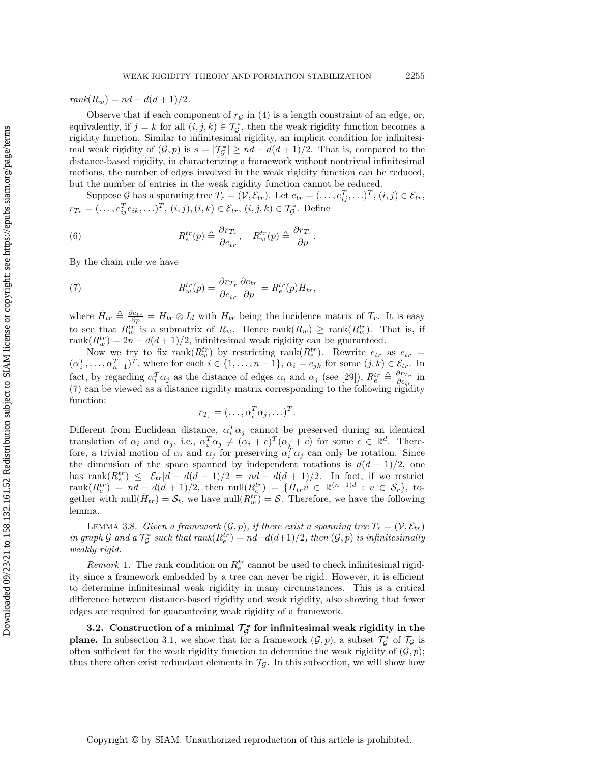$rank(R_w) = nd - d(d+1)/2$.

Observe that if each component of $r_{\mathcal{G}}$ in (4) is a length constraint of an edge, or, equivalently, if $j = k$ for all $(i,j,k) \in \mathcal{T}_{\mathcal{G}}^*$, then the weak rigidity function becomes a rigidity function. Similar to infinitesimal rigidity, an implicit condition for infinitesimal weak rigidity of $(\mathcal{G}, p)$ is $s = |\mathcal{T}_{\mathcal{G}}^*| \geq nd - d(d+1)/2$. That is, compared to the distance-based rigidity, in characterizing a framework without nontrivial infinitesimal motions, the number of edges involved in the weak rigidity function can be reduced, but the number of entries in the weak rigidity function cannot be reduced.

Suppose $\mathcal{G}$ has a spanning tree $T_r = (\mathcal{V}, \mathcal{E}_{tr})$. Let $e_{tr} = (\ldots, e_{ij}^T, \ldots)^T$, $(i,j) \in \mathcal{E}_{tr}$, $r_{T_r} = (\ldots, e_{ij}^T e_{ik}, \ldots)^T$, $(i,j), (i,k) \in \mathcal{E}_{tr}$, $(i,j,k) \in \mathcal{T}_{\mathcal{G}}^*$. Define

$$R_e^{tr}(p) \triangleq \frac{\partial r_{T_r}}{\partial e_{tr}}, \quad R_w^{tr}(p) \triangleq \frac{\partial r_{T_r}}{\partial p}. \tag{6}$$

By the chain rule we have

$$R_w^{tr}(p) = \frac{\partial r_{T_r}}{\partial e_{tr}} \frac{\partial e_{tr}}{\partial p} = R_e^{tr}(p) \bar{H}_{tr}, \tag{7}$$

where $\bar{H}_{tr} \triangleq \frac{\partial e_{tr}}{\partial p} = H_{tr} \otimes I_d$ with $H_{tr}$ being the incidence matrix of $T_r$. It is easy to see that $R_w^{tr}$ is a submatrix of $R_w$. Hence $\text{rank}(R_w) \geq \text{rank}(R_w^{tr})$. That is, if $\text{rank}(R_w^{tr}) = 2n - d(d+1)/2$, infinitesimal weak rigidity can be guaranteed.

Now we try to fix $\text{rank}(R_w^{tr})$ by restricting $\text{rank}(R_e^{tr})$. Rewrite $e_{tr}$ as $e_{tr} = (\alpha_1^T, \ldots, \alpha_{n-1}^T)^T$, where for each $i \in \{1, \ldots, n-1\}$, $\alpha_i = e_{jk}$ for some $(j,k) \in \mathcal{E}_{tr}$. In fact, by regarding $\alpha_i^T \alpha_j$ as the distance of edges $\alpha_i$ and $\alpha_j$ (see [29]), $R_e^{tr} \triangleq \frac{\partial r_{T_r}}{\partial e_{tr}}$ in (7) can be viewed as a distance rigidity matrix corresponding to the following rigidity function:

$$r_{T_r} = (\ldots, \alpha_i^T \alpha_j, \ldots)^T.$$

Different from Euclidean distance, $\alpha_i^T \alpha_j$ cannot be preserved during an identical translation of $\alpha_i$ and $\alpha_j$, i.e., $\alpha_i^T \alpha_j \neq (\alpha_i + c)^T (\alpha_j + c)$ for some $c \in \mathbb{R}^d$. Therefore, a trivial motion of $\alpha_i$ and $\alpha_j$ for preserving $\alpha_i^T \alpha_j$ can only be rotation. Since the dimension of the space spanned by independent rotations is $d(d-1)/2$, one has $\text{rank}(R_e^{tr}) \leq |\mathcal{E}_{tr}| d - d(d-1)/2 = nd - d(d+1)/2$. In fact, if we restrict $\text{rank}(R_e^{tr}) = nd - d(d+1)/2$, then $\text{null}(R_e^{tr}) = \{\bar{H}_{tr} v \in \mathbb{R}^{(n-1)d} : v \in \mathcal{S}_r\}$, together with $\text{null}(\bar{H}_{tr}) = \mathcal{S}_t$, we have $\text{null}(R_w^{tr}) = \mathcal{S}$. Therefore, we have the following lemma.

Lemma 3.8. *Given a framework $(\mathcal{G}, p)$, if there exist a spanning tree $T_r = (\mathcal{V}, \mathcal{E}_{tr})$ in graph $\mathcal{G}$ and a $\mathcal{T}_{\mathcal{G}}^*$ such that $rank(R_e^{tr}) = nd - d(d+1)/2$, then $(\mathcal{G}, p)$ is infinitesimally weakly rigid.*

*Remark* 1. The rank condition on $R_e^{tr}$ cannot be used to check infinitesimal rigidity since a framework embedded by a tree can never be rigid. However, it is efficient to determine infinitesimal weak rigidity in many circumstances. This is a critical difference between distance-based rigidity and weak rigidity, also showing that fewer edges are required for guaranteeing weak rigidity of a framework.

### 3.2. Construction of a minimal $\mathcal{T}_{\mathcal{G}}^*$ for infinitesimal weak rigidity in the plane.

In subsection 3.1, we show that for a framework $(\mathcal{G}, p)$, a subset $\mathcal{T}_{\mathcal{G}}^*$ of $\mathcal{T}_{\mathcal{G}}$ is often sufficient for the weak rigidity function to determine the weak rigidity of $(\mathcal{G}, p)$; thus there often exist redundant elements in $\mathcal{T}_{\mathcal{G}}$. In this subsection, we will show how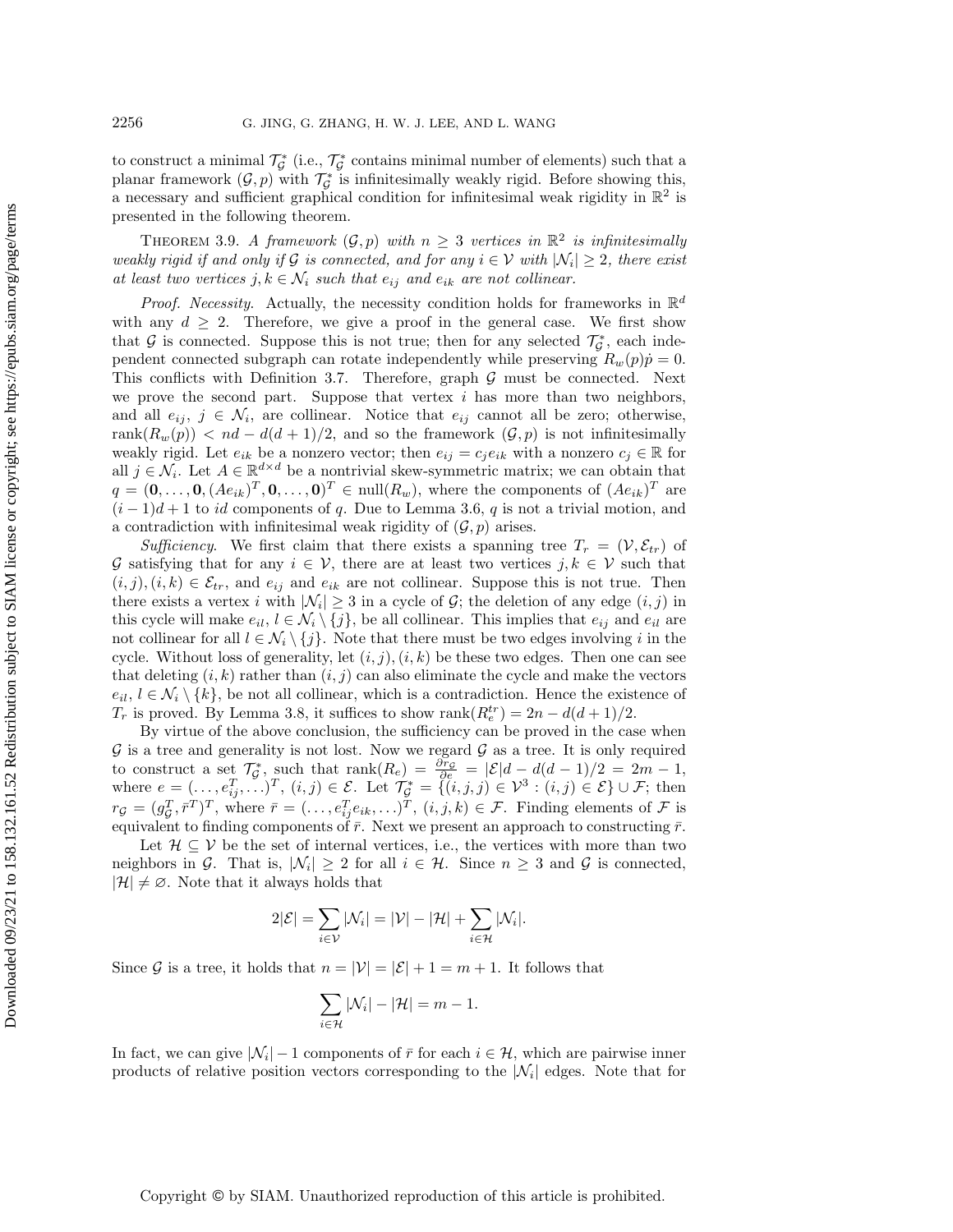to construct a minimal $\mathcal{T}_\mathcal{G}^*$ (i.e., $\mathcal{T}_\mathcal{G}^*$ contains minimal number of elements) such that a planar framework $(\mathcal{G}, p)$ with $\mathcal{T}_\mathcal{G}^*$ is infinitesimally weakly rigid. Before showing this, a necessary and sufficient graphical condition for infinitesimal weak rigidity in $\mathbb{R}^2$ is presented in the following theorem.

THEOREM 3.9. *A framework $(\mathcal{G}, p)$ with $n \geq 3$ vertices in $\mathbb{R}^2$ is infinitesimally weakly rigid if and only if $\mathcal{G}$ is connected, and for any $i \in \mathcal{V}$ with $|\mathcal{N}_i| \geq 2$, there exist at least two vertices $j, k \in \mathcal{N}_i$ such that $e_{ij}$ and $e_{ik}$ are not collinear.*

*Proof. Necessity.* Actually, the necessity condition holds for frameworks in $\mathbb{R}^d$ with any $d \geq 2$. Therefore, we give a proof in the general case. We first show that $\mathcal{G}$ is connected. Suppose this is not true; then for any selected $\mathcal{T}_\mathcal{G}^*$, each independent connected subgraph can rotate independently while preserving $R_w(p)\dot{p} = 0$. This conflicts with Definition 3.7. Therefore, graph $\mathcal{G}$ must be connected. Next we prove the second part. Suppose that vertex $i$ has more than two neighbors, and all $e_{ij}$, $j \in \mathcal{N}_i$, are collinear. Notice that $e_{ij}$ cannot all be zero; otherwise, $\text{rank}(R_w(p)) < nd - d(d+1)/2$, and so the framework $(\mathcal{G}, p)$ is not infinitesimally weakly rigid. Let $e_{ik}$ be a nonzero vector; then $e_{ij} = c_j e_{ik}$ with a nonzero $c_j \in \mathbb{R}$ for all $j \in \mathcal{N}_i$. Let $A \in \mathbb{R}^{d\times d}$ be a nontrivial skew-symmetric matrix; we can obtain that $q = (\mathbf{0}, \ldots, \mathbf{0}, (Ae_{ik})^T, \mathbf{0}, \ldots, \mathbf{0})^T \in \text{null}(R_w)$, where the components of $(Ae_{ik})^T$ are $(i-1)d+1$ to $id$ components of $q$. Due to Lemma 3.6, $q$ is not a trivial motion, and a contradiction with infinitesimal weak rigidity of $(\mathcal{G}, p)$ arises.

*Sufficiency.* We first claim that there exists a spanning tree $T_r = (\mathcal{V}, \mathcal{E}_{tr})$ of $\mathcal{G}$ satisfying that for any $i \in \mathcal{V}$, there are at least two vertices $j, k \in \mathcal{V}$ such that $(i,j), (i,k) \in \mathcal{E}_{tr}$, and $e_{ij}$ and $e_{ik}$ are not collinear. Suppose this is not true. Then there exists a vertex $i$ with $|\mathcal{N}_i| \geq 3$ in a cycle of $\mathcal{G}$; the deletion of any edge $(i,j)$ in this cycle will make $e_{il}$, $l \in \mathcal{N}_i \setminus \{j\}$, be all collinear. This implies that $e_{ij}$ and $e_{il}$ are not collinear for all $l \in \mathcal{N}_i \setminus \{j\}$. Note that there must be two edges involving $i$ in the cycle. Without loss of generality, let $(i,j), (i,k)$ be these two edges. Then one can see that deleting $(i,k)$ rather than $(i,j)$ can also eliminate the cycle and make the vectors $e_{il}$, $l \in \mathcal{N}_i \setminus \{k\}$, be not all collinear, which is a contradiction. Hence the existence of $T_r$ is proved. By Lemma 3.8, it suffices to show $\text{rank}(R_e^{tr}) = 2n - d(d+1)/2$.

By virtue of the above conclusion, the sufficiency can be proved in the case when $\mathcal{G}$ is a tree and generality is not lost. Now we regard $\mathcal{G}$ as a tree. It is only required to construct a set $\mathcal{T}_\mathcal{G}^*$, such that $\text{rank}(R_e) = \frac{\partial r_\mathcal{G}}{\partial e} = |\mathcal{E}|d - d(d-1)/2 = 2m - 1$, where $e = (\ldots, e_{ij}^T, \ldots)^T$, $(i,j) \in \mathcal{E}$. Let $\mathcal{T}_\mathcal{G}^* = \{(i,j,j) \in \mathcal{V}^3 : (i,j) \in \mathcal{E}\} \cup \mathcal{F}$; then $r_\mathcal{G} = (g_\mathcal{G}^T, \bar{r}^T)^T$, where $\bar{r} = (\ldots, e_{ij}^T e_{ik}, \ldots)^T$, $(i,j,k) \in \mathcal{F}$. Finding elements of $\mathcal{F}$ is equivalent to finding components of $\bar{r}$. Next we present an approach to constructing $\bar{r}$.

Let $\mathcal{H} \subseteq \mathcal{V}$ be the set of internal vertices, i.e., the vertices with more than two neighbors in $\mathcal{G}$. That is, $|\mathcal{N}_i| \geq 2$ for all $i \in \mathcal{H}$. Since $n \geq 3$ and $\mathcal{G}$ is connected, $|\mathcal{H}| \neq \varnothing$. Note that it always holds that

$$2|\mathcal{E}| = \sum_{i\in\mathcal{V}} |\mathcal{N}_i| = |\mathcal{V}| - |\mathcal{H}| + \sum_{i\in\mathcal{H}} |\mathcal{N}_i|.$$

Since $\mathcal{G}$ is a tree, it holds that $n = |\mathcal{V}| = |\mathcal{E}| + 1 = m + 1$. It follows that

$$\sum_{i\in\mathcal{H}} |\mathcal{N}_i| - |\mathcal{H}| = m - 1.$$

In fact, we can give $|\mathcal{N}_i| - 1$ components of $\bar{r}$ for each $i \in \mathcal{H}$, which are pairwise inner products of relative position vectors corresponding to the $|\mathcal{N}_i|$ edges. Note that for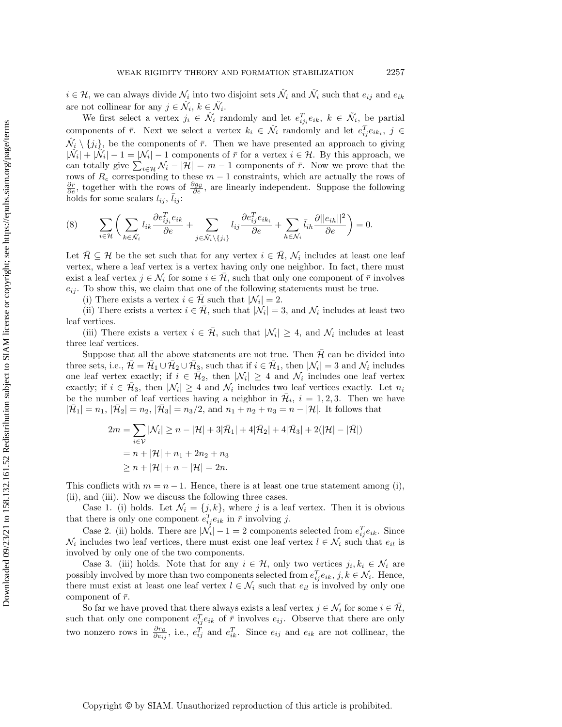$i \in \mathcal{H}$, we can always divide $\mathcal{N}_i$ into two disjoint sets $\hat{\mathcal{N}}_i$ and $\check{\mathcal{N}}_i$ such that $e_{ij}$ and $e_{ik}$ are not collinear for any $j \in \hat{\mathcal{N}}_i$, $k \in \check{\mathcal{N}}_i$.

We first select a vertex $j_i \in \hat{\mathcal{N}}_i$ randomly and let $e_{ij_i}^T e_{ik}$, $k \in \check{\mathcal{N}}_i$, be partial components of $\bar{r}$. Next we select a vertex $k_i \in \check{\mathcal{N}}_i$ randomly and let $e_{ij}^T e_{ik_i}$, $j \in \hat{\mathcal{N}}_i \setminus \{j_i\}$, be the components of $\bar{r}$. Then we have presented an approach to giving $|\hat{\mathcal{N}}_i| + |\check{\mathcal{N}}_i| - 1 = |\mathcal{N}_i| - 1$ components of $\bar{r}$ for a vertex $i \in \mathcal{H}$. By this approach, we can totally give $\sum_{i\in\mathcal{H}} \mathcal{N}_i - |\mathcal{H}| = m-1$ components of $\bar{r}$. Now we prove that the rows of $R_e$ corresponding to these $m-1$ constraints, which are actually the rows of $\frac{\partial \bar{r}}{\partial e}$, together with the rows of $\frac{\partial g_{\mathcal{G}}}{\partial e}$, are linearly independent. Suppose the following holds for some scalars $l_{ij}$, $\bar{l}_{ij}$:

$$
(8) \qquad \sum_{i\in\mathcal{H}} \Bigg( \sum_{k\in\check{\mathcal{N}}_i} l_{ik} \frac{\partial e_{ij_i}^T e_{ik}}{\partial e} + \sum_{j\in\hat{\mathcal{N}}_i\setminus\{j_i\}} l_{ij} \frac{\partial e_{ij}^T e_{ik_i}}{\partial e} + \sum_{h\in\mathcal{N}_i} \bar{l}_{ih} \frac{\partial \|e_{ih}\|^2}{\partial e} \Bigg) = 0.
$$

Let $\bar{\mathcal{H}} \subseteq \mathcal{H}$ be the set such that for any vertex $i \in \bar{\mathcal{H}}$, $\mathcal{N}_i$ includes at least one leaf vertex, where a leaf vertex is a vertex having only one neighbor. In fact, there must exist a leaf vertex $j \in \mathcal{N}_i$ for some $i \in \bar{\mathcal{H}}$, such that only one component of $\bar{r}$ involves $e_{ij}$. To show this, we claim that one of the following statements must be true.

(i) There exists a vertex $i \in \bar{\mathcal{H}}$ such that $|\mathcal{N}_i| = 2$.

(ii) There exists a vertex $i \in \bar{\mathcal{H}}$, such that $|\mathcal{N}_i| = 3$, and $\mathcal{N}_i$ includes at least two leaf vertices.

(iii) There exists a vertex $i \in \bar{\mathcal{H}}$, such that $|\mathcal{N}_i| \geq 4$, and $\mathcal{N}_i$ includes at least three leaf vertices.

Suppose that all the above statements are not true. Then $\bar{\mathcal{H}}$ can be divided into three sets, i.e., $\bar{\mathcal{H}} = \bar{\mathcal{H}}_1 \cup \bar{\mathcal{H}}_2 \cup \bar{\mathcal{H}}_3$, such that if $i \in \bar{\mathcal{H}}_1$, then $|\mathcal{N}_i| = 3$ and $\mathcal{N}_i$ includes one leaf vertex exactly; if $i \in \bar{\mathcal{H}}_2$, then $|\mathcal{N}_i| \geq 4$ and $\mathcal{N}_i$ includes one leaf vertex exactly; if $i \in \bar{\mathcal{H}}_3$, then $|\mathcal{N}_i| \geq 4$ and $\mathcal{N}_i$ includes two leaf vertices exactly. Let $n_i$ be the number of leaf vertices having a neighbor in $\bar{\mathcal{H}}_i$, $i = 1, 2, 3$. Then we have $|\bar{\mathcal{H}}_1| = n_1$, $|\bar{\mathcal{H}}_2| = n_2$, $|\bar{\mathcal{H}}_3| = n_3/2$, and $n_1 + n_2 + n_3 = n - |\mathcal{H}|$. It follows that

$$
\begin{aligned}
2m = \sum_{i\in\mathcal{V}} |\mathcal{N}_i| &\geq n - |\mathcal{H}| + 3|\bar{\mathcal{H}}_1| + 4|\bar{\mathcal{H}}_2| + 4|\bar{\mathcal{H}}_3| + 2(|\mathcal{H}| - |\bar{\mathcal{H}}|) \\
&= n + |\mathcal{H}| + n_1 + 2n_2 + n_3 \\
&\geq n + |\mathcal{H}| + n - |\mathcal{H}| = 2n.
\end{aligned}
$$

This conflicts with $m = n-1$. Hence, there is at least one true statement among (i), (ii), and (iii). Now we discuss the following three cases.

Case 1. (i) holds. Let $\mathcal{N}_i = \{j, k\}$, where $j$ is a leaf vertex. Then it is obvious that there is only one component $e_{ij}^T e_{ik}$ in $\bar{r}$ involving $j$.

Case 2. (ii) holds. There are $|\mathcal{N}_i| - 1 = 2$ components selected from $e_{ij}^T e_{ik}$. Since $\mathcal{N}_i$ includes two leaf vertices, there must exist one leaf vertex $l \in \mathcal{N}_i$ such that $e_{il}$ is involved by only one of the two components.

Case 3. (iii) holds. Note that for any $i \in \mathcal{H}$, only two vertices $j_i, k_i \in \mathcal{N}_i$ are possibly involved by more than two components selected from $e_{ij}^T e_{ik}$, $j, k \in \mathcal{N}_i$. Hence, there must exist at least one leaf vertex $l \in \mathcal{N}_i$ such that $e_{il}$ is involved by only one component of $\bar{r}$.

So far we have proved that there always exists a leaf vertex $j \in \mathcal{N}_i$ for some $i \in \bar{\mathcal{H}}$, such that only one component $e_{ij}^T e_{ik}$ of $\bar{r}$ involves $e_{ij}$. Observe that there are only two nonzero rows in $\frac{\partial r_{\mathcal{G}}}{\partial e_{ij}}$, i.e., $e_{ij}^T$ and $e_{ik}^T$. Since $e_{ij}$ and $e_{ik}$ are not collinear, the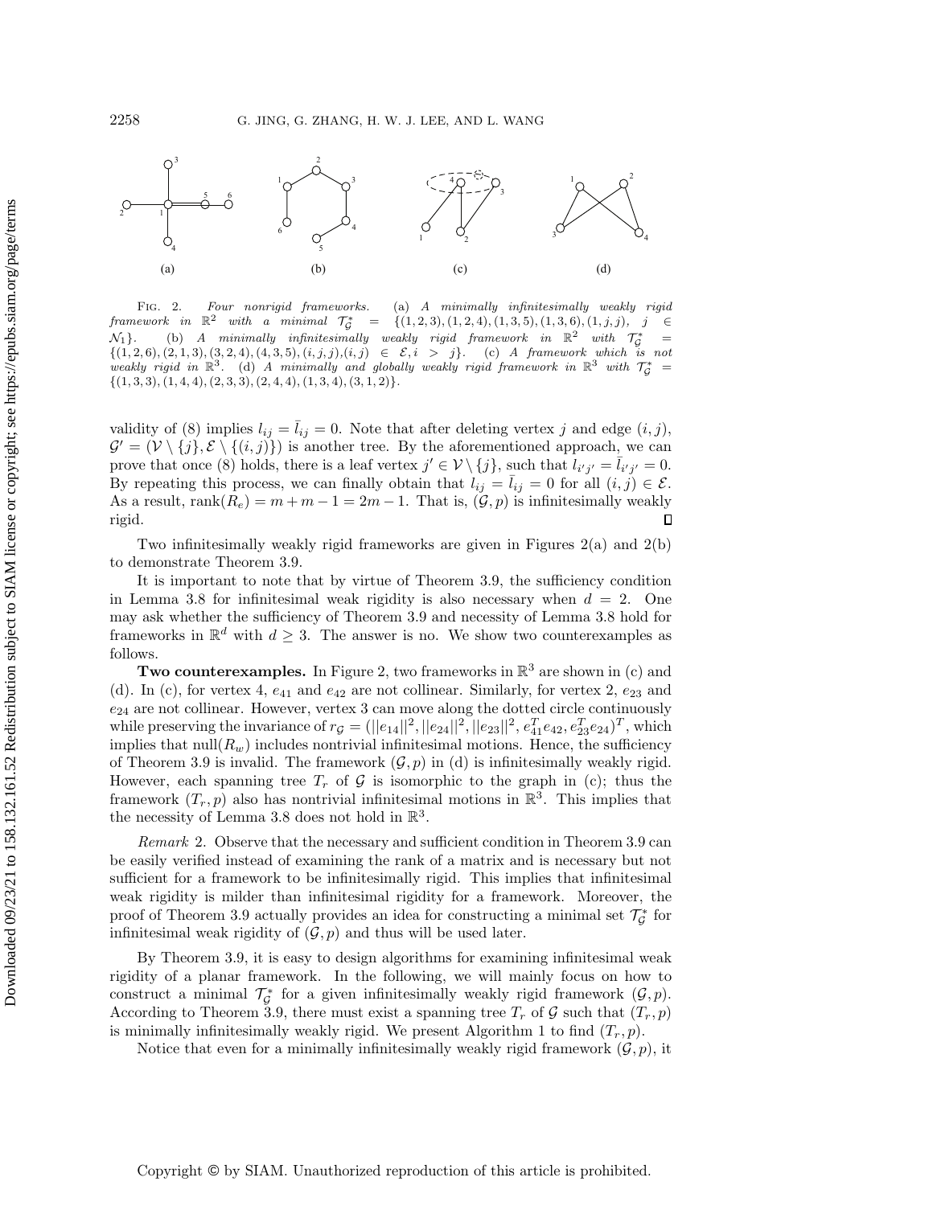FIG. 2. *Four nonrigid frameworks.* (a) *A minimally infinitesimally weakly rigid framework in* $\mathbb{R}^2$ *with a minimal* $\mathcal{T}_\mathcal{G}^* = \{(1,2,3),(1,2,4),(1,3,5),(1,3,6),(1,j,j),\ j \in \mathcal{N}_1\}$. (b) *A minimally infinitesimally weakly rigid framework in* $\mathbb{R}^2$ *with* $\mathcal{T}_\mathcal{G}^* = \{(1,2,6),(2,1,3),(3,2,4),(4,3,5),(i,j,j),(i,j) \in \mathcal{E}, i > j\}$. (c) *A framework which is not weakly rigid in* $\mathbb{R}^3$. (d) *A minimally and globally weakly rigid framework in* $\mathbb{R}^3$ *with* $\mathcal{T}_\mathcal{G}^* = \{(1,3,3),(1,4,4),(2,3,3),(2,4,4),(1,3,4),(3,1,2)\}$.

validity of (8) implies $l_{ij} = \bar{l}_{ij} = 0$. Note that after deleting vertex $j$ and edge $(i,j)$, $\mathcal{G}' = (\mathcal{V} \setminus \{j\}, \mathcal{E} \setminus \{(i,j)\})$ is another tree. By the aforementioned approach, we can prove that once (8) holds, there is a leaf vertex $j' \in \mathcal{V} \setminus \{j\}$, such that $l_{i'j'} = \bar{l}_{i'j'} = 0$. By repeating this process, we can finally obtain that $l_{ij} = \bar{l}_{ij} = 0$ for all $(i,j) \in \mathcal{E}$. As a result, $\text{rank}(R_e) = m + m - 1 = 2m - 1$. That is, $(\mathcal{G}, p)$ is infinitesimally weakly rigid. ∎

Two infinitesimally weakly rigid frameworks are given in Figures 2(a) and 2(b) to demonstrate Theorem 3.9.

It is important to note that by virtue of Theorem 3.9, the sufficiency condition in Lemma 3.8 for infinitesimal weak rigidity is also necessary when $d = 2$. One may ask whether the sufficiency of Theorem 3.9 and necessity of Lemma 3.8 hold for frameworks in $\mathbb{R}^d$ with $d \geq 3$. The answer is no. We show two counterexamples as follows.

**Two counterexamples.** In Figure 2, two frameworks in $\mathbb{R}^3$ are shown in (c) and (d). In (c), for vertex 4, $e_{41}$ and $e_{42}$ are not collinear. Similarly, for vertex 2, $e_{23}$ and $e_{24}$ are not collinear. However, vertex 3 can move along the dotted circle continuously while preserving the invariance of $r_\mathcal{G} = (||e_{14}||^2, ||e_{24}||^2, ||e_{23}||^2, e_{41}^T e_{42}, e_{23}^T e_{24})^T$, which implies that $\text{null}(R_w)$ includes nontrivial infinitesimal motions. Hence, the sufficiency of Theorem 3.9 is invalid. The framework $(\mathcal{G}, p)$ in (d) is infinitesimally weakly rigid. However, each spanning tree $T_r$ of $\mathcal{G}$ is isomorphic to the graph in (c); thus the framework $(T_r, p)$ also has nontrivial infinitesimal motions in $\mathbb{R}^3$. This implies that the necessity of Lemma 3.8 does not hold in $\mathbb{R}^3$.

*Remark* 2. Observe that the necessary and sufficient condition in Theorem 3.9 can be easily verified instead of examining the rank of a matrix and is necessary but not sufficient for a framework to be infinitesimally rigid. This implies that infinitesimal weak rigidity is milder than infinitesimal rigidity for a framework. Moreover, the proof of Theorem 3.9 actually provides an idea for constructing a minimal set $\mathcal{T}_\mathcal{G}^*$ for infinitesimal weak rigidity of $(\mathcal{G}, p)$ and thus will be used later.

By Theorem 3.9, it is easy to design algorithms for examining infinitesimal weak rigidity of a planar framework. In the following, we will mainly focus on how to construct a minimal $\mathcal{T}_\mathcal{G}^*$ for a given infinitesimally weakly rigid framework $(\mathcal{G}, p)$. According to Theorem 3.9, there must exist a spanning tree $T_r$ of $\mathcal{G}$ such that $(T_r, p)$ is minimally infinitesimally weakly rigid. We present Algorithm 1 to find $(T_r, p)$.

Notice that even for a minimally infinitesimally weakly rigid framework $(\mathcal{G}, p)$, it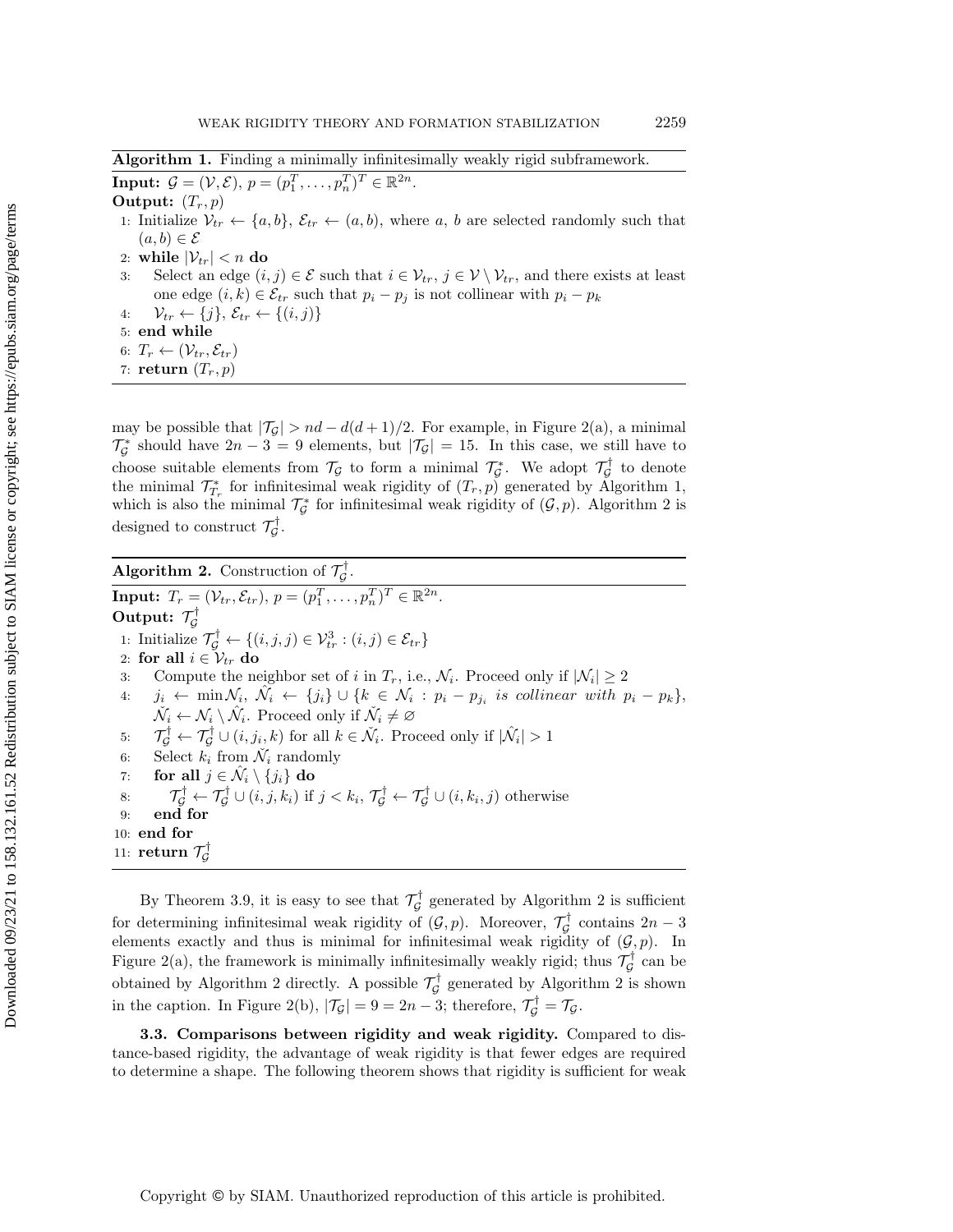**Algorithm 1.** Finding a minimally infinitesimally weakly rigid subframework.

**Input:** $\mathcal{G} = (\mathcal{V}, \mathcal{E})$, $p = (p_1^T, \ldots, p_n^T)^T \in \mathbb{R}^{2n}$.
**Output:** $(T_r, p)$

1: Initialize $\mathcal{V}_{tr} \leftarrow \{a, b\}$, $\mathcal{E}_{tr} \leftarrow (a, b)$, where $a$, $b$ are selected randomly such that $(a, b) \in \mathcal{E}$
2: **while** $|\mathcal{V}_{tr}| < n$ **do**
3: Select an edge $(i, j) \in \mathcal{E}$ such that $i \in \mathcal{V}_{tr}$, $j \in \mathcal{V} \setminus \mathcal{V}_{tr}$, and there exists at least one edge $(i, k) \in \mathcal{E}_{tr}$ such that $p_i - p_j$ is not collinear with $p_i - p_k$
4: $\mathcal{V}_{tr} \leftarrow \{j\}$, $\mathcal{E}_{tr} \leftarrow \{(i, j)\}$
5: **end while**
6: $T_r \leftarrow (\mathcal{V}_{tr}, \mathcal{E}_{tr})$
7: **return** $(T_r, p)$

may be possible that $|\mathcal{T}_{\mathcal{G}}| > nd - d(d+1)/2$. For example, in Figure 2(a), a minimal $\mathcal{T}_{\mathcal{G}}^*$ should have $2n - 3 = 9$ elements, but $|\mathcal{T}_{\mathcal{G}}| = 15$. In this case, we still have to choose suitable elements from $\mathcal{T}_{\mathcal{G}}$ to form a minimal $\mathcal{T}_{\mathcal{G}}^*$. We adopt $\mathcal{T}_{\mathcal{G}}^{\dagger}$ to denote the minimal $\mathcal{T}_{T_r}^*$ for infinitesimal weak rigidity of $(T_r, p)$ generated by Algorithm 1, which is also the minimal $\mathcal{T}_{\mathcal{G}}^*$ for infinitesimal weak rigidity of $(\mathcal{G}, p)$. Algorithm 2 is designed to construct $\mathcal{T}_{\mathcal{G}}^{\dagger}$.

**Algorithm 2.** Construction of $\mathcal{T}_{\mathcal{G}}^{\dagger}$.

**Input:** $T_r = (\mathcal{V}_{tr}, \mathcal{E}_{tr})$, $p = (p_1^T, \ldots, p_n^T)^T \in \mathbb{R}^{2n}$.
**Output:** $\mathcal{T}_{\mathcal{G}}^{\dagger}$

1: Initialize $\mathcal{T}_{\mathcal{G}}^{\dagger} \leftarrow \{(i, j, j) \in \mathcal{V}_{tr}^3 : (i, j) \in \mathcal{E}_{tr}\}$
2: **for all** $i \in \mathcal{V}_{tr}$ **do**
3: Compute the neighbor set of $i$ in $T_r$, i.e., $\mathcal{N}_i$. Proceed only if $|\mathcal{N}_i| \geq 2$
4: $j_i \leftarrow \min \mathcal{N}_i$, $\hat{\mathcal{N}_i} \leftarrow \{j_i\} \cup \{k \in \mathcal{N}_i : p_i - p_{j_i}$ *is collinear with* $p_i - p_k\}$, $\check{\mathcal{N}_i} \leftarrow \mathcal{N}_i \setminus \hat{\mathcal{N}_i}$. Proceed only if $\check{\mathcal{N}_i} \neq \varnothing$
5: $\mathcal{T}_{\mathcal{G}}^{\dagger} \leftarrow \mathcal{T}_{\mathcal{G}}^{\dagger} \cup (i, j_i, k)$ for all $k \in \check{\mathcal{N}_i}$. Proceed only if $|\hat{\mathcal{N}_i}| > 1$
6: Select $k_i$ from $\check{\mathcal{N}_i}$ randomly
7: **for all** $j \in \hat{\mathcal{N}_i} \setminus \{j_i\}$ **do**
8: $\mathcal{T}_{\mathcal{G}}^{\dagger} \leftarrow \mathcal{T}_{\mathcal{G}}^{\dagger} \cup (i, j, k_i)$ if $j < k_i$, $\mathcal{T}_{\mathcal{G}}^{\dagger} \leftarrow \mathcal{T}_{\mathcal{G}}^{\dagger} \cup (i, k_i, j)$ otherwise
9: **end for**
10: **end for**
11: **return** $\mathcal{T}_{\mathcal{G}}^{\dagger}$

By Theorem 3.9, it is easy to see that $\mathcal{T}_{\mathcal{G}}^{\dagger}$ generated by Algorithm 2 is sufficient for determining infinitesimal weak rigidity of $(\mathcal{G}, p)$. Moreover, $\mathcal{T}_{\mathcal{G}}^{\dagger}$ contains $2n - 3$ elements exactly and thus is minimal for infinitesimal weak rigidity of $(\mathcal{G}, p)$. In Figure 2(a), the framework is minimally infinitesimally weakly rigid; thus $\mathcal{T}_{\mathcal{G}}^{\dagger}$ can be obtained by Algorithm 2 directly. A possible $\mathcal{T}_{\mathcal{G}}^{\dagger}$ generated by Algorithm 2 is shown in the caption. In Figure 2(b), $|\mathcal{T}_{\mathcal{G}}| = 9 = 2n - 3$; therefore, $\mathcal{T}_{\mathcal{G}}^{\dagger} = \mathcal{T}_{\mathcal{G}}$.

**3.3. Comparisons between rigidity and weak rigidity.** Compared to distance-based rigidity, the advantage of weak rigidity is that fewer edges are required to determine a shape. The following theorem shows that rigidity is sufficient for weak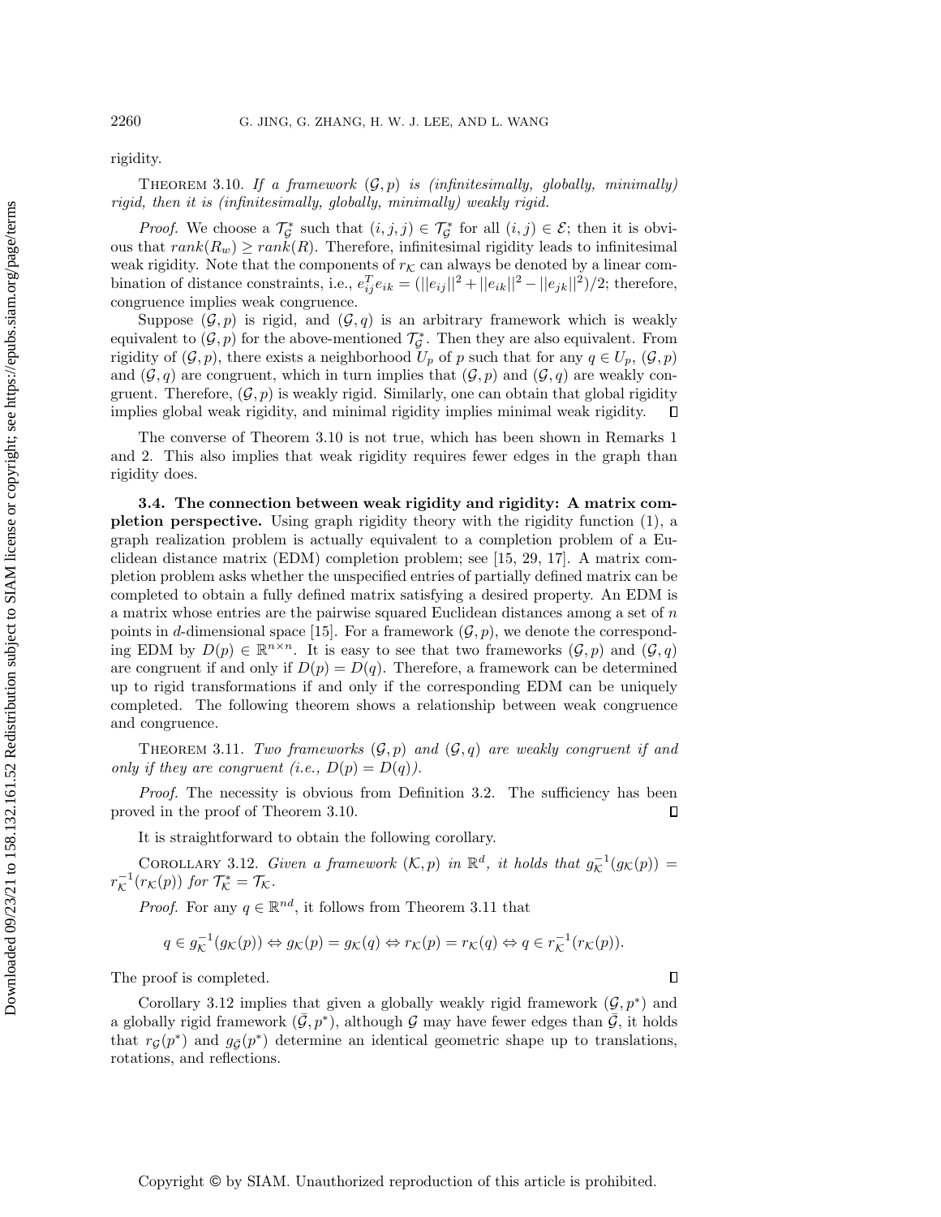rigidity.

THEOREM 3.10. *If a framework $(\mathcal{G}, p)$ is (infinitesimally, globally, minimally) rigid, then it is (infinitesimally, globally, minimally) weakly rigid.*

*Proof.* We choose a $\mathcal{T}_{\mathcal{G}}^*$ such that $(i,j,j) \in \mathcal{T}_{\mathcal{G}}^*$ for all $(i,j) \in \mathcal{E}$; then it is obvious that $rank(R_w) \geq rank(R)$. Therefore, infinitesimal rigidity leads to infinitesimal weak rigidity. Note that the components of $r_{\mathcal{K}}$ can always be denoted by a linear combination of distance constraints, i.e., $e_{ij}^T e_{ik} = (||e_{ij}||^2 + ||e_{ik}||^2 - ||e_{jk}||^2)/2$; therefore, congruence implies weak congruence.

Suppose $(\mathcal{G}, p)$ is rigid, and $(\mathcal{G}, q)$ is an arbitrary framework which is weakly equivalent to $(\mathcal{G}, p)$ for the above-mentioned $\mathcal{T}_{\mathcal{G}}^*$. Then they are also equivalent. From rigidity of $(\mathcal{G}, p)$, there exists a neighborhood $U_p$ of $p$ such that for any $q \in U_p$, $(\mathcal{G}, p)$ and $(\mathcal{G}, q)$ are congruent, which in turn implies that $(\mathcal{G}, p)$ and $(\mathcal{G}, q)$ are weakly congruent. Therefore, $(\mathcal{G}, p)$ is weakly rigid. Similarly, one can obtain that global rigidity implies global weak rigidity, and minimal rigidity implies minimal weak rigidity. ◻

The converse of Theorem 3.10 is not true, which has been shown in Remarks 1 and 2. This also implies that weak rigidity requires fewer edges in the graph than rigidity does.

### 3.4. The connection between weak rigidity and rigidity: A matrix completion perspective.

Using graph rigidity theory with the rigidity function (1), a graph realization problem is actually equivalent to a completion problem of a Euclidean distance matrix (EDM) completion problem; see [15, 29, 17]. A matrix completion problem asks whether the unspecified entries of partially defined matrix can be completed to obtain a fully defined matrix satisfying a desired property. An EDM is a matrix whose entries are the pairwise squared Euclidean distances among a set of $n$ points in $d$-dimensional space [15]. For a framework $(\mathcal{G}, p)$, we denote the corresponding EDM by $D(p) \in \mathbb{R}^{n \times n}$. It is easy to see that two frameworks $(\mathcal{G}, p)$ and $(\mathcal{G}, q)$ are congruent if and only if $D(p) = D(q)$. Therefore, a framework can be determined up to rigid transformations if and only if the corresponding EDM can be uniquely completed. The following theorem shows a relationship between weak congruence and congruence.

THEOREM 3.11. *Two frameworks $(\mathcal{G}, p)$ and $(\mathcal{G}, q)$ are weakly congruent if and only if they are congruent (i.e., $D(p) = D(q)$).*

*Proof.* The necessity is obvious from Definition 3.2. The sufficiency has been proved in the proof of Theorem 3.10. ◻

It is straightforward to obtain the following corollary.

COROLLARY 3.12. *Given a framework $(\mathcal{K}, p)$ in $\mathbb{R}^d$, it holds that $g_{\mathcal{K}}^{-1}(g_{\mathcal{K}}(p)) = r_{\mathcal{K}}^{-1}(r_{\mathcal{K}}(p))$ for $\mathcal{T}_{\mathcal{K}}^* = \mathcal{T}_{\mathcal{K}}$.*

*Proof.* For any $q \in \mathbb{R}^{nd}$, it follows from Theorem 3.11 that

$$q \in g_{\mathcal{K}}^{-1}(g_{\mathcal{K}}(p)) \Leftrightarrow g_{\mathcal{K}}(p) = g_{\mathcal{K}}(q) \Leftrightarrow r_{\mathcal{K}}(p) = r_{\mathcal{K}}(q) \Leftrightarrow q \in r_{\mathcal{K}}^{-1}(r_{\mathcal{K}}(p)).$$

The proof is completed. ◻

Corollary 3.12 implies that given a globally weakly rigid framework $(\mathcal{G}, p^*)$ and a globally rigid framework $(\bar{\mathcal{G}}, p^*)$, although $\mathcal{G}$ may have fewer edges than $\bar{\mathcal{G}}$, it holds that $r_{\mathcal{G}}(p^*)$ and $g_{\mathcal{G}}(p^*)$ determine an identical geometric shape up to translations, rotations, and reflections.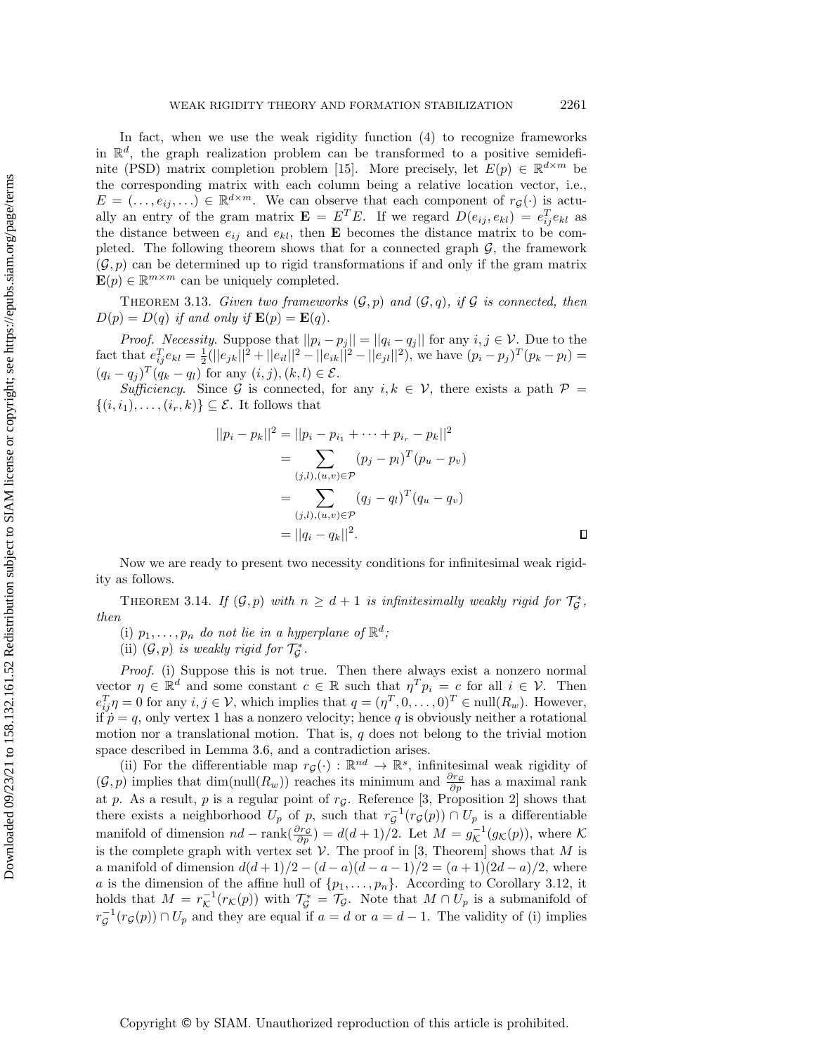In fact, when we use the weak rigidity function (4) to recognize frameworks in $\mathbb{R}^d$, the graph realization problem can be transformed to a positive semidefinite (PSD) matrix completion problem [15]. More precisely, let $E(p) \in \mathbb{R}^{d\times m}$ be the corresponding matrix with each column being a relative location vector, i.e., $E = (\ldots, e_{ij}, \ldots) \in \mathbb{R}^{d\times m}$. We can observe that each component of $r_{\mathcal{G}}(\cdot)$ is actually an entry of the gram matrix $\mathbf{E} = E^T E$. If we regard $D(e_{ij}, e_{kl}) = e_{ij}^T e_{kl}$ as the distance between $e_{ij}$ and $e_{kl}$, then $\mathbf{E}$ becomes the distance matrix to be completed. The following theorem shows that for a connected graph $\mathcal{G}$, the framework $(\mathcal{G}, p)$ can be determined up to rigid transformations if and only if the gram matrix $\mathbf{E}(p) \in \mathbb{R}^{m\times m}$ can be uniquely completed.

Theorem 3.13. *Given two frameworks $(\mathcal{G}, p)$ and $(\mathcal{G}, q)$, if $\mathcal{G}$ is connected, then $D(p) = D(q)$ if and only if $\mathbf{E}(p) = \mathbf{E}(q)$.*

*Proof. Necessity.* Suppose that $||p_i - p_j|| = ||q_i - q_j||$ for any $i, j \in \mathcal{V}$. Due to the fact that $e_{ij}^T e_{kl} = \frac{1}{2}(||e_{jk}||^2 + ||e_{il}||^2 - ||e_{ik}||^2 - ||e_{jl}||^2)$, we have $(p_i - p_j)^T(p_k - p_l) = (q_i - q_j)^T(q_k - q_l)$ for any $(i, j), (k, l) \in \mathcal{E}$.

*Sufficiency.* Since $\mathcal{G}$ is connected, for any $i, k \in \mathcal{V}$, there exists a path $\mathcal{P} = \{(i, i_1), \ldots, (i_r, k)\} \subseteq \mathcal{E}$. It follows that

$$
\begin{aligned}
||p_i - p_k||^2 &= ||p_i - p_{i_1} + \cdots + p_{i_r} - p_k||^2 \\
&= \sum_{(j,l),(u,v)\in\mathcal{P}} (p_j - p_l)^T (p_u - p_v) \\
&= \sum_{(j,l),(u,v)\in\mathcal{P}} (q_j - q_l)^T (q_u - q_v) \\
&= ||q_i - q_k||^2.
\end{aligned}
$$

Now we are ready to present two necessity conditions for infinitesimal weak rigidity as follows.

Theorem 3.14. *If $(\mathcal{G}, p)$ with $n \geq d + 1$ is infinitesimally weakly rigid for $\mathcal{T}_{\mathcal{G}}^*$, then*

(i) *$p_1, \ldots, p_n$ do not lie in a hyperplane of $\mathbb{R}^d$;*

(ii) *$(\mathcal{G}, p)$ is weakly rigid for $\mathcal{T}_{\mathcal{G}}^*$.*

*Proof.* (i) Suppose this is not true. Then there always exist a nonzero normal vector $\eta \in \mathbb{R}^d$ and some constant $c \in \mathbb{R}$ such that $\eta^T p_i = c$ for all $i \in \mathcal{V}$. Then $e_{ij}^T \eta = 0$ for any $i, j \in \mathcal{V}$, which implies that $q = (\eta^T, 0, \ldots, 0)^T \in \text{null}(R_w)$. However, if $\dot{p} = q$, only vertex 1 has a nonzero velocity; hence $q$ is obviously neither a rotational motion nor a translational motion. That is, $q$ does not belong to the trivial motion space described in Lemma 3.6, and a contradiction arises.

(ii) For the differentiable map $r_{\mathcal{G}}(\cdot) : \mathbb{R}^{nd} \to \mathbb{R}^s$, infinitesimal weak rigidity of $(\mathcal{G}, p)$ implies that $\dim(\text{null}(R_w))$ reaches its minimum and $\frac{\partial r_{\mathcal{G}}}{\partial p}$ has a maximal rank at $p$. As a result, $p$ is a regular point of $r_{\mathcal{G}}$. Reference [3, Proposition 2] shows that there exists a neighborhood $U_p$ of $p$, such that $r_{\mathcal{G}}^{-1}(r_{\mathcal{G}}(p)) \cap U_p$ is a differentiable manifold of dimension $nd - \text{rank}(\frac{\partial r_{\mathcal{G}}}{\partial p}) = d(d+1)/2$. Let $M = g_{\mathcal{K}}^{-1}(g_{\mathcal{K}}(p))$, where $\mathcal{K}$ is the complete graph with vertex set $\mathcal{V}$. The proof in [3, Theorem] shows that $M$ is a manifold of dimension $d(d+1)/2 - (d-a)(d-a-1)/2 = (a+1)(2d-a)/2$, where $a$ is the dimension of the affine hull of $\{p_1, \ldots, p_n\}$. According to Corollary 3.12, it holds that $M = r_{\mathcal{K}}^{-1}(r_{\mathcal{K}}(p))$ with $\mathcal{T}_{\mathcal{G}}^* = \mathcal{T}_{\mathcal{G}}$. Note that $M \cap U_p$ is a submanifold of $r_{\mathcal{G}}^{-1}(r_{\mathcal{G}}(p)) \cap U_p$ and they are equal if $a = d$ or $a = d - 1$. The validity of (i) implies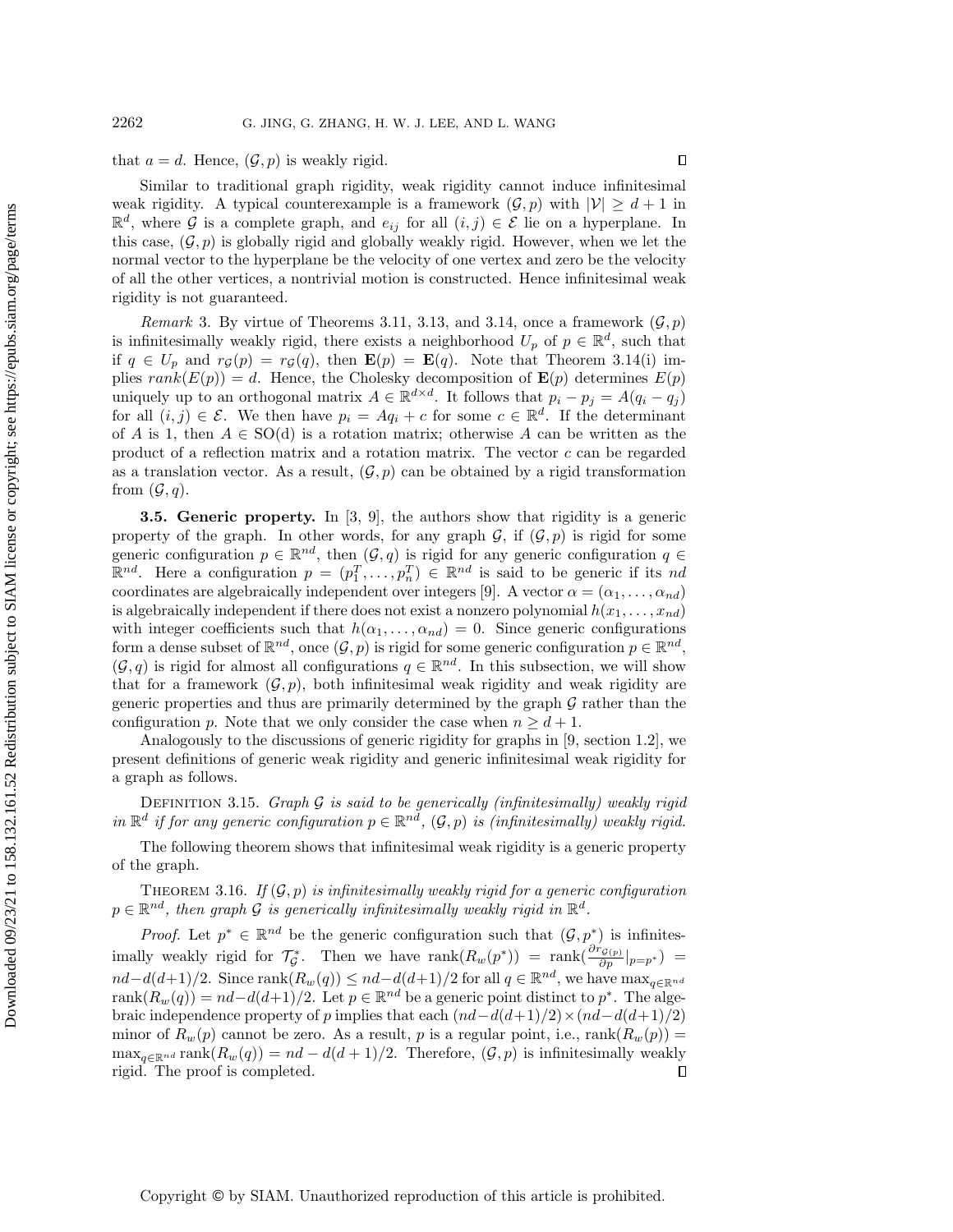that $a = d$. Hence, $(\mathcal{G}, p)$ is weakly rigid. $\square$

Similar to traditional graph rigidity, weak rigidity cannot induce infinitesimal weak rigidity. A typical counterexample is a framework $(\mathcal{G}, p)$ with $|\mathcal{V}| \geq d+1$ in $\mathbb{R}^d$, where $\mathcal{G}$ is a complete graph, and $e_{ij}$ for all $(i,j) \in \mathcal{E}$ lie on a hyperplane. In this case, $(\mathcal{G}, p)$ is globally rigid and globally weakly rigid. However, when we let the normal vector to the hyperplane be the velocity of one vertex and zero be the velocity of all the other vertices, a nontrivial motion is constructed. Hence infinitesimal weak rigidity is not guaranteed.

*Remark* 3. By virtue of Theorems 3.11, 3.13, and 3.14, once a framework $(\mathcal{G}, p)$ is infinitesimally weakly rigid, there exists a neighborhood $U_p$ of $p \in \mathbb{R}^d$, such that if $q \in U_p$ and $r_{\mathcal{G}}(p) = r_{\mathcal{G}}(q)$, then $\mathbf{E}(p) = \mathbf{E}(q)$. Note that Theorem 3.14(i) implies $rank(E(p)) = d$. Hence, the Cholesky decomposition of $\mathbf{E}(p)$ determines $E(p)$ uniquely up to an orthogonal matrix $A \in \mathbb{R}^{d \times d}$. It follows that $p_i - p_j = A(q_i - q_j)$ for all $(i,j) \in \mathcal{E}$. We then have $p_i = Aq_i + c$ for some $c \in \mathbb{R}^d$. If the determinant of $A$ is 1, then $A \in \mathrm{SO(d)}$ is a rotation matrix; otherwise $A$ can be written as the product of a reflection matrix and a rotation matrix. The vector $c$ can be regarded as a translation vector. As a result, $(\mathcal{G}, p)$ can be obtained by a rigid transformation from $(\mathcal{G}, q)$.

**3.5. Generic property.** In [3, 9], the authors show that rigidity is a generic property of the graph. In other words, for any graph $\mathcal{G}$, if $(\mathcal{G}, p)$ is rigid for some generic configuration $p \in \mathbb{R}^{nd}$, then $(\mathcal{G}, q)$ is rigid for any generic configuration $q \in \mathbb{R}^{nd}$. Here a configuration $p = (p_1^T, \ldots, p_n^T) \in \mathbb{R}^{nd}$ is said to be generic if its $nd$ coordinates are algebraically independent over integers [9]. A vector $\alpha = (\alpha_1, \ldots, \alpha_{nd})$ is algebraically independent if there does not exist a nonzero polynomial $h(x_1, \ldots, x_{nd})$ with integer coefficients such that $h(\alpha_1, \ldots, \alpha_{nd}) = 0$. Since generic configurations form a dense subset of $\mathbb{R}^{nd}$, once $(\mathcal{G}, p)$ is rigid for some generic configuration $p \in \mathbb{R}^{nd}$, $(\mathcal{G}, q)$ is rigid for almost all configurations $q \in \mathbb{R}^{nd}$. In this subsection, we will show that for a framework $(\mathcal{G}, p)$, both infinitesimal weak rigidity and weak rigidity are generic properties and thus are primarily determined by the graph $\mathcal{G}$ rather than the configuration $p$. Note that we only consider the case when $n \geq d+1$.

Analogously to the discussions of generic rigidity for graphs in [9, section 1.2], we present definitions of generic weak rigidity and generic infinitesimal weak rigidity for a graph as follows.

Definition 3.15. *Graph $\mathcal{G}$ is said to be generically (infinitesimally) weakly rigid in $\mathbb{R}^d$ if for any generic configuration $p \in \mathbb{R}^{nd}$, $(\mathcal{G}, p)$ is (infinitesimally) weakly rigid.*

The following theorem shows that infinitesimal weak rigidity is a generic property of the graph.

Theorem 3.16. *If $(\mathcal{G}, p)$ is infinitesimally weakly rigid for a generic configuration $p \in \mathbb{R}^{nd}$, then graph $\mathcal{G}$ is generically infinitesimally weakly rigid in $\mathbb{R}^d$.*

*Proof.* Let $p^* \in \mathbb{R}^{nd}$ be the generic configuration such that $(\mathcal{G}, p^*)$ is infinitesimally weakly rigid for $\mathcal{T}_{\mathcal{G}}^*$. Then we have $\mathrm{rank}(R_w(p^*)) = \mathrm{rank}(\frac{\partial r_{\mathcal{G}(p)}}{\partial p}|_{p=p^*}) = nd - d(d+1)/2$. Since $\mathrm{rank}(R_w(q)) \leq nd - d(d+1)/2$ for all $q \in \mathbb{R}^{nd}$, we have $\max_{q \in \mathbb{R}^{nd}} \mathrm{rank}(R_w(q)) = nd - d(d+1)/2$. Let $p \in \mathbb{R}^{nd}$ be a generic point distinct to $p^*$. The algebraic independence property of $p$ implies that each $(nd - d(d+1)/2) \times (nd - d(d+1)/2)$ minor of $R_w(p)$ cannot be zero. As a result, $p$ is a regular point, i.e., $\mathrm{rank}(R_w(p)) = \max_{q \in \mathbb{R}^{nd}} \mathrm{rank}(R_w(q)) = nd - d(d+1)/2$. Therefore, $(\mathcal{G}, p)$ is infinitesimally weakly rigid. The proof is completed. $\square$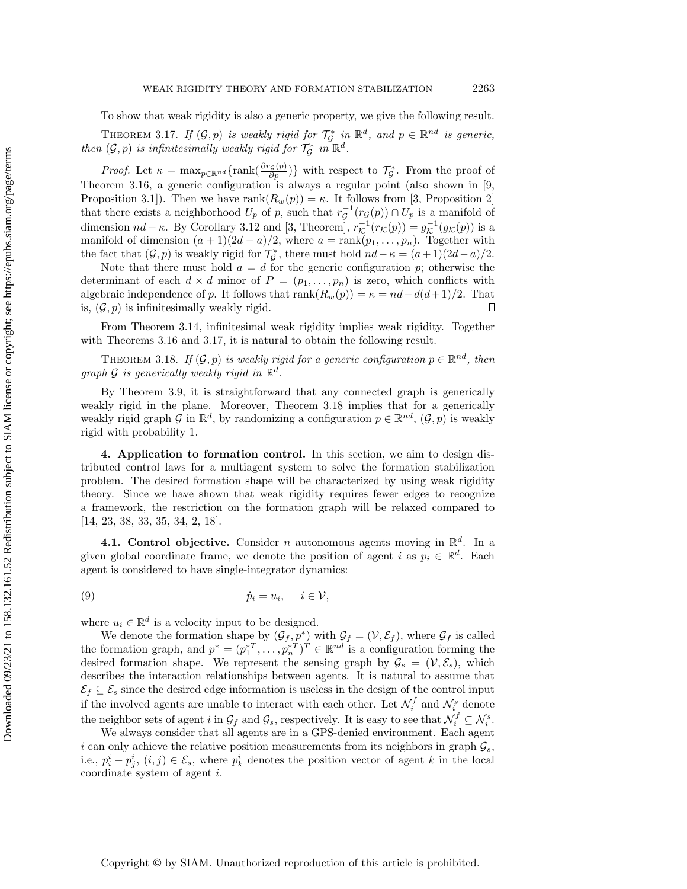To show that weak rigidity is also a generic property, we give the following result.

Theorem 3.17. *If $(\mathcal{G}, p)$ is weakly rigid for $\mathcal{T}_{\mathcal{G}}^*$ in $\mathbb{R}^d$, and $p \in \mathbb{R}^{nd}$ is generic, then $(\mathcal{G}, p)$ is infinitesimally weakly rigid for $\mathcal{T}_{\mathcal{G}}^*$ in $\mathbb{R}^d$.*

*Proof.* Let $\kappa = \max_{p\in\mathbb{R}^{nd}}\{\text{rank}(\frac{\partial r_{\mathcal{G}}(p)}{\partial p})\}$ with respect to $\mathcal{T}_{\mathcal{G}}^*$. From the proof of Theorem 3.16, a generic configuration is always a regular point (also shown in [9, Proposition 3.1]). Then we have $\text{rank}(R_w(p)) = \kappa$. It follows from [3, Proposition 2] that there exists a neighborhood $U_p$ of $p$, such that $r_{\mathcal{G}}^{-1}(r_{\mathcal{G}}(p)) \cap U_p$ is a manifold of dimension $nd - \kappa$. By Corollary 3.12 and [3, Theorem], $r_{\mathcal{K}}^{-1}(r_{\mathcal{K}}(p)) = g_{\mathcal{K}}^{-1}(g_{\mathcal{K}}(p))$ is a manifold of dimension $(a+1)(2d-a)/2$, where $a = \text{rank}(p_1, \ldots, p_n)$. Together with the fact that $(\mathcal{G}, p)$ is weakly rigid for $\mathcal{T}_{\mathcal{G}}^*$, there must hold $nd - \kappa = (a+1)(2d-a)/2$.

Note that there must hold $a = d$ for the generic configuration $p$; otherwise the determinant of each $d \times d$ minor of $P = (p_1, \ldots, p_n)$ is zero, which conflicts with algebraic independence of $p$. It follows that $\text{rank}(R_w(p)) = \kappa = nd - d(d+1)/2$. That is, $(\mathcal{G}, p)$ is infinitesimally weakly rigid. ∎

From Theorem 3.14, infinitesimal weak rigidity implies weak rigidity. Together with Theorems 3.16 and 3.17, it is natural to obtain the following result.

Theorem 3.18. *If $(\mathcal{G}, p)$ is weakly rigid for a generic configuration $p \in \mathbb{R}^{nd}$, then graph $\mathcal{G}$ is generically weakly rigid in $\mathbb{R}^d$.*

By Theorem 3.9, it is straightforward that any connected graph is generically weakly rigid in the plane. Moreover, Theorem 3.18 implies that for a generically weakly rigid graph $\mathcal{G}$ in $\mathbb{R}^d$, by randomizing a configuration $p \in \mathbb{R}^{nd}$, $(\mathcal{G}, p)$ is weakly rigid with probability 1.

## 4. Application to formation control.

In this section, we aim to design distributed control laws for a multiagent system to solve the formation stabilization problem. The desired formation shape will be characterized by using weak rigidity theory. Since we have shown that weak rigidity requires fewer edges to recognize a framework, the restriction on the formation graph will be relaxed compared to [14, 23, 38, 33, 35, 34, 2, 18].

### 4.1. Control objective.

Consider $n$ autonomous agents moving in $\mathbb{R}^d$. In a given global coordinate frame, we denote the position of agent $i$ as $p_i \in \mathbb{R}^d$. Each agent is considered to have single-integrator dynamics:

$$\dot{p}_i = u_i, \quad i \in \mathcal{V}, \tag{9}$$

where $u_i \in \mathbb{R}^d$ is a velocity input to be designed.

We denote the formation shape by $(\mathcal{G}_f, p^*)$ with $\mathcal{G}_f = (\mathcal{V}, \mathcal{E}_f)$, where $\mathcal{G}_f$ is called the formation graph, and $p^* = (p_1^{*T}, \ldots, p_n^{*T})^T \in \mathbb{R}^{nd}$ is a configuration forming the desired formation shape. We represent the sensing graph by $\mathcal{G}_s = (\mathcal{V}, \mathcal{E}_s)$, which describes the interaction relationships between agents. It is natural to assume that $\mathcal{E}_f \subseteq \mathcal{E}_s$ since the desired edge information is useless in the design of the control input if the involved agents are unable to interact with each other. Let $\mathcal{N}_i^f$ and $\mathcal{N}_i^s$ denote the neighbor sets of agent $i$ in $\mathcal{G}_f$ and $\mathcal{G}_s$, respectively. It is easy to see that $\mathcal{N}_i^f \subseteq \mathcal{N}_i^s$.

We always consider that all agents are in a GPS-denied environment. Each agent $i$ can only achieve the relative position measurements from its neighbors in graph $\mathcal{G}_s$, i.e., $p_i^i - p_j^i$, $(i,j) \in \mathcal{E}_s$, where $p_k^i$ denotes the position vector of agent $k$ in the local coordinate system of agent $i$.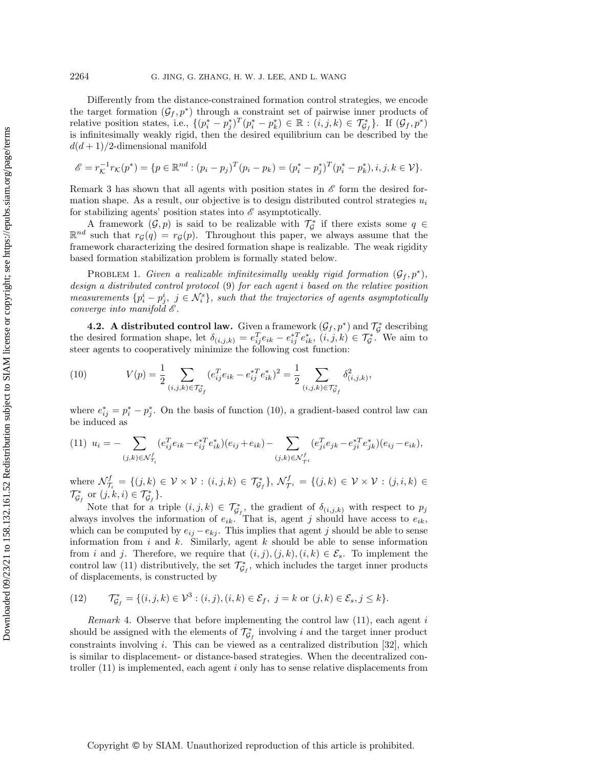Differently from the distance-constrained formation control strategies, we encode the target formation $(\mathcal{G}_f, p^*)$ through a constraint set of pairwise inner products of relative position states, i.e., $\{(p_i^* - p_j^*)^T(p_i^* - p_k^*) \in \mathbb{R} : (i,j,k) \in \mathcal{T}_{\mathcal{G}_f}^*\}$. If $(\mathcal{G}_f, p^*)$ is infinitesimally weakly rigid, then the desired equilibrium can be described by the $d(d+1)/2$-dimensional manifold

$$\mathscr{E} = r_{\mathcal{K}}^{-1} r_{\mathcal{K}}(p^*) = \{p \in \mathbb{R}^{nd} : (p_i - p_j)^T(p_i - p_k) = (p_i^* - p_j^*)^T(p_i^* - p_k^*), i,j,k \in \mathcal{V}\}.$$

Remark 3 has shown that all agents with position states in $\mathscr{E}$ form the desired formation shape. As a result, our objective is to design distributed control strategies $u_i$ for stabilizing agents' position states into $\mathscr{E}$ asymptotically.

A framework $(\mathcal{G}, p)$ is said to be realizable with $\mathcal{T}_{\mathcal{G}}^*$ if there exists some $q \in \mathbb{R}^{nd}$ such that $r_{\mathcal{G}}(q) = r_{\mathcal{G}}(p)$. Throughout this paper, we always assume that the framework characterizing the desired formation shape is realizable. The weak rigidity based formation stabilization problem is formally stated below.

Problem 1. *Given a realizable infinitesimally weakly rigid formation $(\mathcal{G}_f, p^*)$, design a distributed control protocol* (9) *for each agent $i$ based on the relative position measurements $\{p_i^i - p_j^i,\ j \in \mathcal{N}_i^s\}$, such that the trajectories of agents asymptotically converge into manifold $\mathscr{E}$.*

**4.2. A distributed control law.** Given a framework $(\mathcal{G}_f, p^*)$ and $\mathcal{T}_{\mathcal{G}}^*$ describing the desired formation shape, let $\delta_{(i,j,k)} = e_{ij}^T e_{ik} - e_{ij}^{*T} e_{ik}^*$, $(i,j,k) \in \mathcal{T}_{\mathcal{G}}^*$. We aim to steer agents to cooperatively minimize the following cost function:

$$V(p) = \frac{1}{2} \sum_{(i,j,k) \in \mathcal{T}_{\mathcal{G}_f}^*} (e_{ij}^T e_{ik} - e_{ij}^{*T} e_{ik}^*)^2 = \frac{1}{2} \sum_{(i,j,k) \in \mathcal{T}_{\mathcal{G}_f}^*} \delta_{(i,j,k)}^2, \tag{10}$$

where $e_{ij}^* = p_i^* - p_j^*$. On the basis of function (10), a gradient-based control law can be induced as

$$u_i = - \sum_{(j,k) \in \mathcal{N}_{\mathcal{T}_i}^f} (e_{ij}^T e_{ik} - e_{ij}^{*T} e_{ik}^*)(e_{ij} + e_{ik}) - \sum_{(j,k) \in \mathcal{N}_{\mathcal{T}^i}^f} (e_{ji}^T e_{jk} - e_{ji}^{*T} e_{jk}^*)(e_{ij} - e_{ik}), \tag{11}$$

where $\mathcal{N}_{\mathcal{T}_i}^f = \{(j,k) \in \mathcal{V} \times \mathcal{V} : (i,j,k) \in \mathcal{T}_{\mathcal{G}_f}^*\}$, $\mathcal{N}_{\mathcal{T}^i}^f = \{(j,k) \in \mathcal{V} \times \mathcal{V} : (j,i,k) \in \mathcal{T}_{\mathcal{G}_f}^* \text{ or } (j,k,i) \in \mathcal{T}_{\mathcal{G}_f}^*\}$.

Note that for a triple $(i,j,k) \in \mathcal{T}_{\mathcal{G}_f}^*$, the gradient of $\delta_{(i,j,k)}$ with respect to $p_j$ always involves the information of $e_{ik}$. That is, agent $j$ should have access to $e_{ik}$, which can be computed by $e_{ij} - e_{kj}$. This implies that agent $j$ should be able to sense information from $i$ and $k$. Similarly, agent $k$ should be able to sense information from $i$ and $j$. Therefore, we require that $(i,j),(j,k),(i,k) \in \mathcal{E}_s$. To implement the control law (11) distributively, the set $\mathcal{T}_{\mathcal{G}_f}^*$, which includes the target inner products of displacements, is constructed by

$$\mathcal{T}_{\mathcal{G}_f}^* = \{(i,j,k) \in \mathcal{V}^3 : (i,j),(i,k) \in \mathcal{E}_f,\ j = k \text{ or } (j,k) \in \mathcal{E}_s, j \leq k\}. \tag{12}$$

*Remark* 4. Observe that before implementing the control law (11), each agent $i$ should be assigned with the elements of $\mathcal{T}_{\mathcal{G}_f}^*$ involving $i$ and the target inner product constraints involving $i$. This can be viewed as a centralized distribution [32], which is similar to displacement- or distance-based strategies. When the decentralized controller (11) is implemented, each agent $i$ only has to sense relative displacements from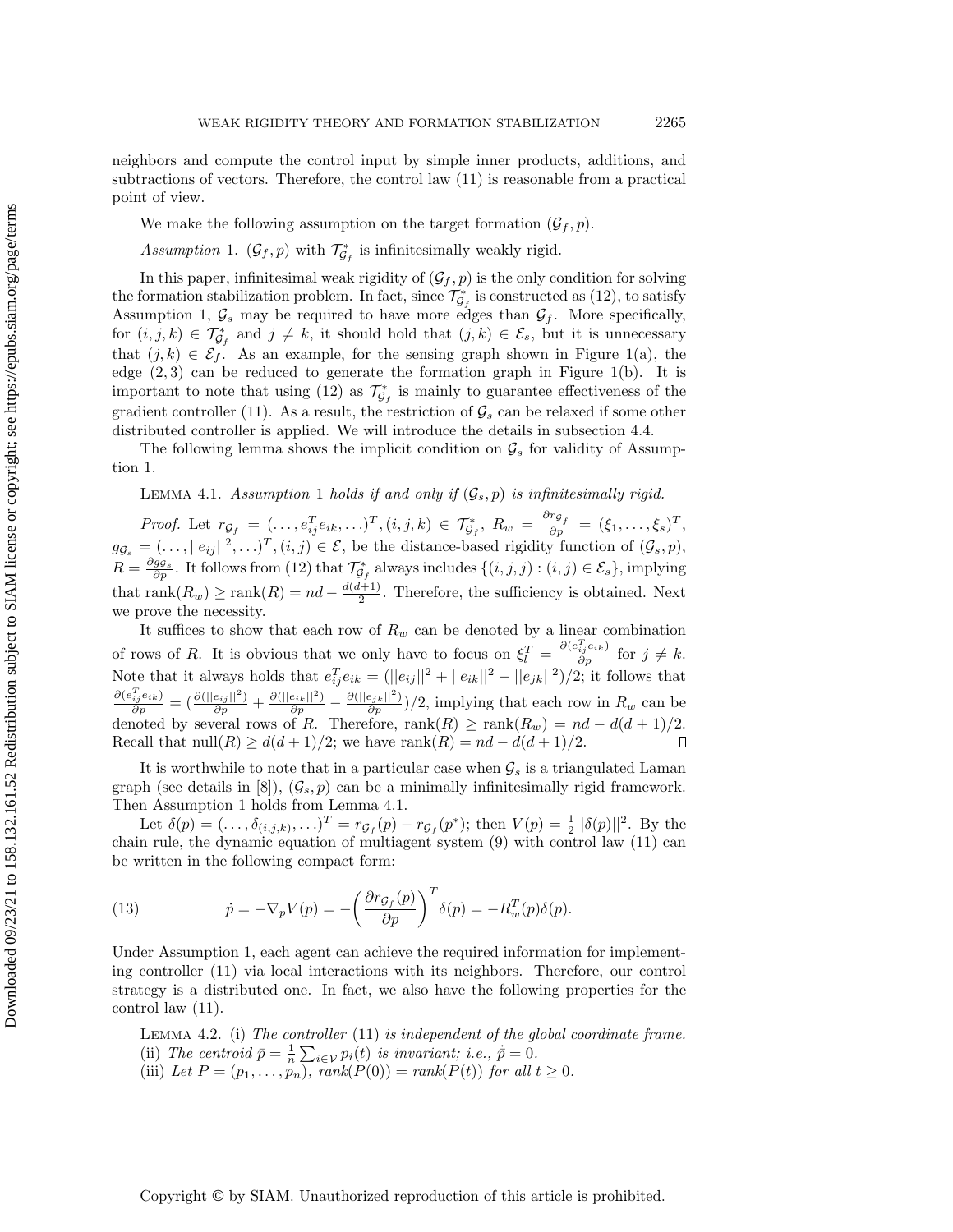neighbors and compute the control input by simple inner products, additions, and subtractions of vectors. Therefore, the control law (11) is reasonable from a practical point of view.

We make the following assumption on the target formation $(\mathcal{G}_f, p)$.

*Assumption* 1. $(\mathcal{G}_f, p)$ with $\mathcal{T}^*_{\mathcal{G}_f}$ is infinitesimally weakly rigid.

In this paper, infinitesimal weak rigidity of $(\mathcal{G}_f, p)$ is the only condition for solving the formation stabilization problem. In fact, since $\mathcal{T}^*_{\mathcal{G}_f}$ is constructed as (12), to satisfy Assumption 1, $\mathcal{G}_s$ may be required to have more edges than $\mathcal{G}_f$. More specifically, for $(i, j, k) \in \mathcal{T}^*_{\mathcal{G}_f}$ and $j \neq k$, it should hold that $(j, k) \in \mathcal{E}_s$, but it is unnecessary that $(j, k) \in \mathcal{E}_f$. As an example, for the sensing graph shown in Figure 1(a), the edge $(2, 3)$ can be reduced to generate the formation graph in Figure 1(b). It is important to note that using (12) as $\mathcal{T}^*_{\mathcal{G}_f}$ is mainly to guarantee effectiveness of the gradient controller (11). As a result, the restriction of $\mathcal{G}_s$ can be relaxed if some other distributed controller is applied. We will introduce the details in subsection 4.4.

The following lemma shows the implicit condition on $\mathcal{G}_s$ for validity of Assumption 1.

Lemma 4.1. *Assumption* 1 *holds if and only if* $(\mathcal{G}_s, p)$ *is infinitesimally rigid.*

*Proof.* Let $r_{\mathcal{G}_f} = (\ldots, e_{ij}^T e_{ik}, \ldots)^T, (i, j, k) \in \mathcal{T}^*_{\mathcal{G}_f}$, $R_w = \frac{\partial r_{\mathcal{G}_f}}{\partial p} = (\xi_1, \ldots, \xi_s)^T$, $g_{\mathcal{G}_s} = (\ldots, \|e_{ij}\|^2, \ldots)^T, (i, j) \in \mathcal{E}$, be the distance-based rigidity function of $(\mathcal{G}_s, p)$, $R = \frac{\partial g_{\mathcal{G}_s}}{\partial p}$. It follows from (12) that $\mathcal{T}^*_{\mathcal{G}_f}$ always includes $\{(i, j, j) : (i, j) \in \mathcal{E}_s\}$, implying that $\text{rank}(R_w) \geq \text{rank}(R) = nd - \frac{d(d+1)}{2}$. Therefore, the sufficiency is obtained. Next we prove the necessity.

It suffices to show that each row of $R_w$ can be denoted by a linear combination of rows of $R$. It is obvious that we only have to focus on $\xi_l^T = \frac{\partial(e_{ij}^T e_{ik})}{\partial p}$ for $j \neq k$. Note that it always holds that $e_{ij}^T e_{ik} = (\|e_{ij}\|^2 + \|e_{ik}\|^2 - \|e_{jk}\|^2)/2$; it follows that $\frac{\partial(e_{ij}^T e_{ik})}{\partial p} = (\frac{\partial(\|e_{ij}\|^2)}{\partial p} + \frac{\partial(\|e_{ik}\|^2)}{\partial p} - \frac{\partial(\|e_{jk}\|^2)}{\partial p})/2$, implying that each row in $R_w$ can be denoted by several rows of $R$. Therefore, $\text{rank}(R) \geq \text{rank}(R_w) = nd - d(d+1)/2$. Recall that $\text{null}(R) \geq d(d+1)/2$; we have $\text{rank}(R) = nd - d(d+1)/2$. ∎

It is worthwhile to note that in a particular case when $\mathcal{G}_s$ is a triangulated Laman graph (see details in [8]), $(\mathcal{G}_s, p)$ can be a minimally infinitesimally rigid framework. Then Assumption 1 holds from Lemma 4.1.

Let $\delta(p) = (\ldots, \delta_{(i,j,k)}, \ldots)^T = r_{\mathcal{G}_f}(p) - r_{\mathcal{G}_f}(p^*)$; then $V(p) = \frac{1}{2}\|\delta(p)\|^2$. By the chain rule, the dynamic equation of multiagent system (9) with control law (11) can be written in the following compact form:

$$\dot{p} = -\nabla_p V(p) = -\left(\frac{\partial r_{\mathcal{G}_f}(p)}{\partial p}\right)^T \delta(p) = -R_w^T(p)\delta(p). \tag{13}$$

Under Assumption 1, each agent can achieve the required information for implementing controller (11) via local interactions with its neighbors. Therefore, our control strategy is a distributed one. In fact, we also have the following properties for the control law (11).

Lemma 4.2. (i) *The controller* (11) *is independent of the global coordinate frame.*
(ii) *The centroid* $\bar{p} = \frac{1}{n}\sum_{i \in \mathcal{V}} p_i(t)$ *is invariant; i.e.,* $\dot{\bar{p}} = 0$.
(iii) *Let* $P = (p_1, \ldots, p_n)$*,* $\text{rank}(P(0)) = \text{rank}(P(t))$ *for all* $t \geq 0$.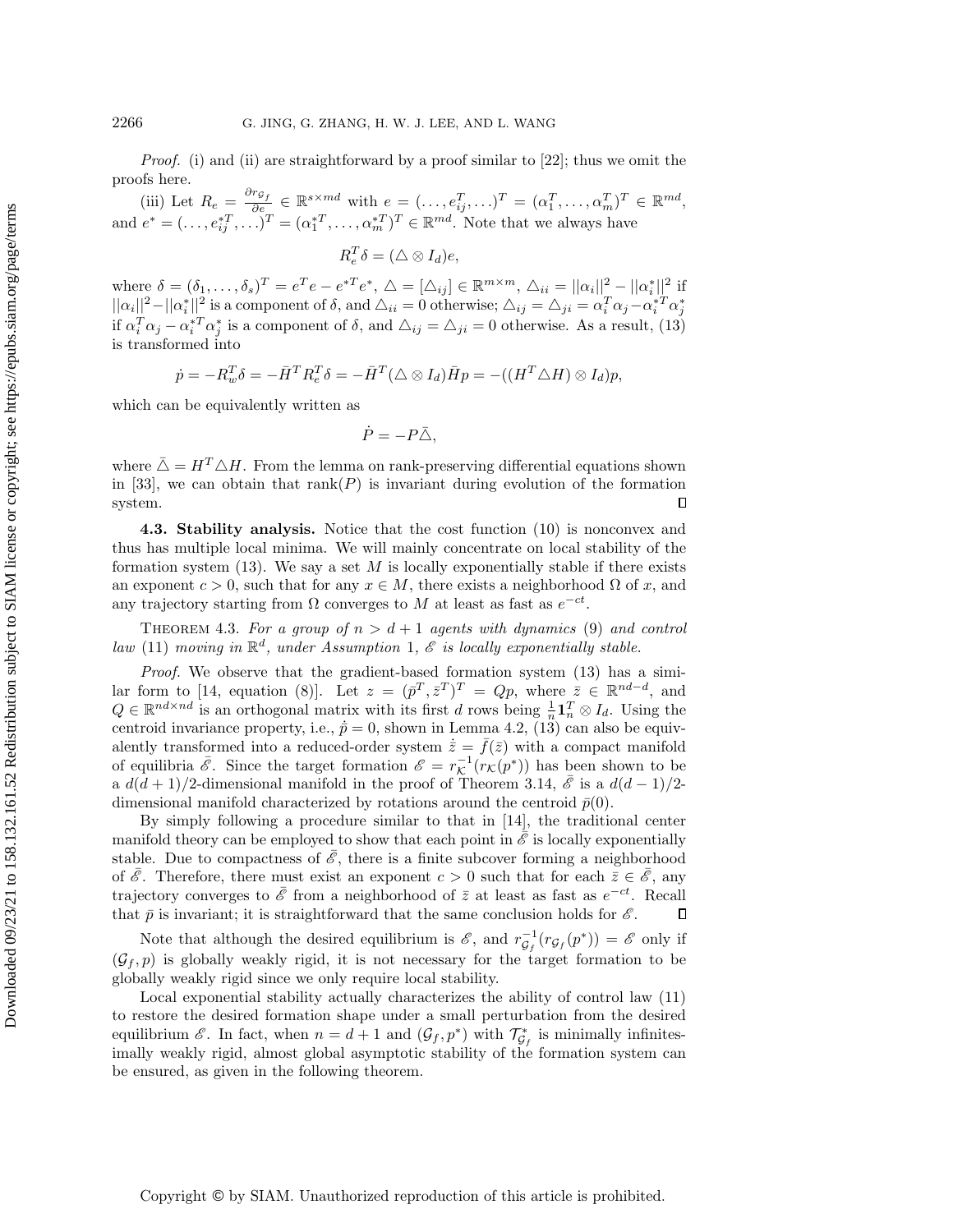*Proof.* (i) and (ii) are straightforward by a proof similar to [22]; thus we omit the proofs here.

(iii) Let $R_e = \frac{\partial r_{\mathcal{G}_f}}{\partial e} \in \mathbb{R}^{s \times md}$ with $e = (\ldots, e_{ij}^T, \ldots)^T = (\alpha_1^T, \ldots, \alpha_m^T)^T \in \mathbb{R}^{md}$, and $e^* = (\ldots, e_{ij}^{*T}, \ldots)^T = (\alpha_1^{*T}, \ldots, \alpha_m^{*T})^T \in \mathbb{R}^{md}$. Note that we always have

$$R_e^T \delta = (\triangle \otimes I_d) e,$$

where $\delta = (\delta_1, \ldots, \delta_s)^T = e^T e - e^{*T} e^*$, $\triangle = [\triangle_{ij}] \in \mathbb{R}^{m \times m}$, $\triangle_{ii} = ||\alpha_i||^2 - ||\alpha_i^*||^2$ if $||\alpha_i||^2 - ||\alpha_i^*||^2$ is a component of $\delta$, and $\triangle_{ii} = 0$ otherwise; $\triangle_{ij} = \triangle_{ji} = \alpha_i^T \alpha_j - \alpha_i^{*T} \alpha_j^*$ if $\alpha_i^T \alpha_j - \alpha_i^{*T} \alpha_j^*$ is a component of $\delta$, and $\triangle_{ij} = \triangle_{ji} = 0$ otherwise. As a result, (13) is transformed into

$$\dot{p} = -R_w^T \delta = -\bar{H}^T R_e^T \delta = -\bar{H}^T (\triangle \otimes I_d) \bar{H} p = -((H^T \triangle H) \otimes I_d) p,$$

which can be equivalently written as

$$\dot{P} = -P \bar{\triangle},$$

where $\bar{\triangle} = H^T \triangle H$. From the lemma on rank-preserving differential equations shown in [33], we can obtain that $\operatorname{rank}(P)$ is invariant during evolution of the formation system. $\square$

### 4.3. Stability analysis.

Notice that the cost function (10) is nonconvex and thus has multiple local minima. We will mainly concentrate on local stability of the formation system (13). We say a set $M$ is locally exponentially stable if there exists an exponent $c > 0$, such that for any $x \in M$, there exists a neighborhood $\Omega$ of $x$, and any trajectory starting from $\Omega$ converges to $M$ at least as fast as $e^{-ct}$.

THEOREM 4.3. *For a group of $n > d + 1$ agents with dynamics (9) and control law (11) moving in $\mathbb{R}^d$, under Assumption 1, $\mathscr{E}$ is locally exponentially stable.*

*Proof.* We observe that the gradient-based formation system (13) has a similar form to [14, equation (8)]. Let $z = (\bar{p}^T, \bar{z}^T)^T = Qp$, where $\bar{z} \in \mathbb{R}^{nd-d}$, and $Q \in \mathbb{R}^{nd \times nd}$ is an orthogonal matrix with its first $d$ rows being $\frac{1}{n} \mathbf{1}_n^T \otimes I_d$. Using the centroid invariance property, i.e., $\dot{\bar{p}} = 0$, shown in Lemma 4.2, (13) can also be equivalently transformed into a reduced-order system $\dot{\bar{z}} = \bar{f}(\bar{z})$ with a compact manifold of equilibria $\bar{\mathscr{E}}$. Since the target formation $\mathscr{E} = r_{\mathcal{K}}^{-1}(r_{\mathcal{K}}(p^*))$ has been shown to be a $d(d+1)/2$-dimensional manifold in the proof of Theorem 3.14, $\bar{\mathscr{E}}$ is a $d(d-1)/2$-dimensional manifold characterized by rotations around the centroid $\bar{p}(0)$.

By simply following a procedure similar to that in [14], the traditional center manifold theory can be employed to show that each point in $\bar{\mathscr{E}}$ is locally exponentially stable. Due to compactness of $\bar{\mathscr{E}}$, there is a finite subcover forming a neighborhood of $\bar{\mathscr{E}}$. Therefore, there must exist an exponent $c > 0$ such that for each $\bar{z} \in \bar{\mathscr{E}}$, any trajectory converges to $\bar{\mathscr{E}}$ from a neighborhood of $\bar{z}$ at least as fast as $e^{-ct}$. Recall that $\bar{p}$ is invariant; it is straightforward that the same conclusion holds for $\mathscr{E}$. $\square$

Note that although the desired equilibrium is $\mathscr{E}$, and $r_{\mathcal{G}_f}^{-1}(r_{\mathcal{G}_f}(p^*)) = \mathscr{E}$ only if $(\mathcal{G}_f, p)$ is globally weakly rigid, it is not necessary for the target formation to be globally weakly rigid since we only require local stability.

Local exponential stability actually characterizes the ability of control law (11) to restore the desired formation shape under a small perturbation from the desired equilibrium $\mathscr{E}$. In fact, when $n = d + 1$ and $(\mathcal{G}_f, p^*)$ with $\mathcal{T}_{\mathcal{G}_f}^*$ is minimally infinitesimally weakly rigid, almost global asymptotic stability of the formation system can be ensured, as given in the following theorem.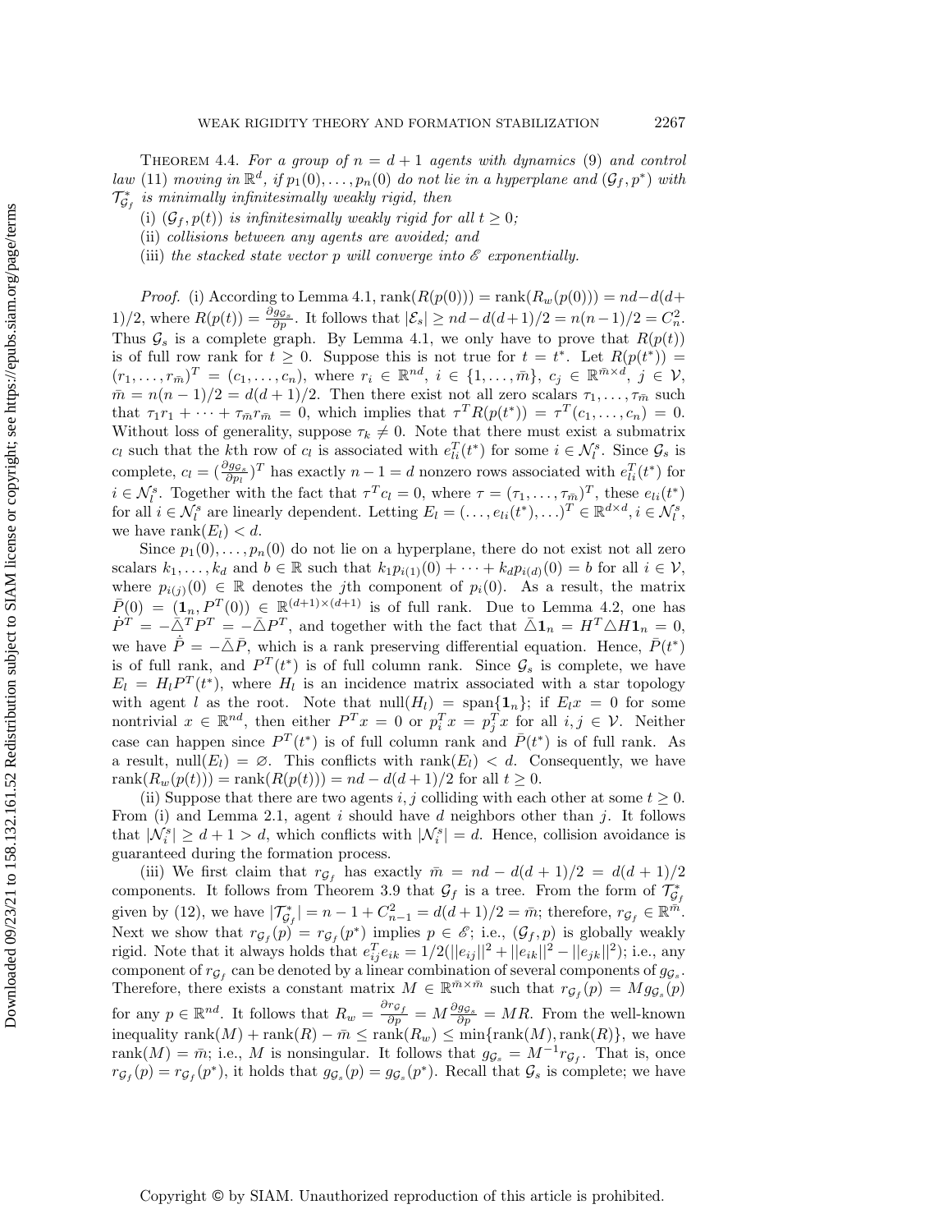**Theorem 4.4.** *For a group of $n = d+1$ agents with dynamics* (9) *and control law* (11) *moving in $\mathbb{R}^d$, if $p_1(0), \ldots, p_n(0)$ do not lie in a hyperplane and $(\mathcal{G}_f, p^*)$ with $\mathcal{T}^*_{\mathcal{G}_f}$ is minimally infinitesimally weakly rigid, then*

(i) *$(\mathcal{G}_f, p(t))$ is infinitesimally weakly rigid for all $t \geq 0$;*

(ii) *collisions between any agents are avoided; and*

(iii) *the stacked state vector $p$ will converge into $\mathscr{E}$ exponentially.*

*Proof.* (i) According to Lemma 4.1, $\text{rank}(R(p(0))) = \text{rank}(R_w(p(0))) = nd - d(d+1)/2$, where $R(p(t)) = \frac{\partial g_{\mathcal{G}_s}}{\partial p}$. It follows that $|\mathcal{E}_s| \geq nd - d(d+1)/2 = n(n-1)/2 = C_n^2$. Thus $\mathcal{G}_s$ is a complete graph. By Lemma 4.1, we only have to prove that $R(p(t))$ is of full row rank for $t \geq 0$. Suppose this is not true for $t = t^*$. Let $R(p(t^*)) = (r_1, \ldots, r_{\bar{m}})^T = (c_1, \ldots, c_n)$, where $r_i \in \mathbb{R}^{nd}$, $i \in \{1, \ldots, \bar{m}\}$, $c_j \in \mathbb{R}^{\bar{m} \times d}$, $j \in \mathcal{V}$, $\bar{m} = n(n-1)/2 = d(d+1)/2$. Then there exist not all zero scalars $\tau_1, \ldots, \tau_{\bar{m}}$ such that $\tau_1 r_1 + \cdots + \tau_{\bar{m}} r_{\bar{m}} = 0$, which implies that $\tau^T R(p(t^*)) = \tau^T(c_1, \ldots, c_n) = 0$. Without loss of generality, suppose $\tau_k \neq 0$. Note that there must exist a submatrix $c_l$ such that the $k$th row of $c_l$ is associated with $e_{li}^T(t^*)$ for some $i \in \mathcal{N}_l^s$. Since $\mathcal{G}_s$ is complete, $c_l = (\frac{\partial g_{\mathcal{G}_s}}{\partial p_l})^T$ has exactly $n-1 = d$ nonzero rows associated with $e_{li}^T(t^*)$ for $i \in \mathcal{N}_l^s$. Together with the fact that $\tau^T c_l = 0$, where $\tau = (\tau_1, \ldots, \tau_{\bar{m}})^T$, these $e_{li}(t^*)$ for all $i \in \mathcal{N}_l^s$ are linearly dependent. Letting $E_l = (\ldots, e_{li}(t^*), \ldots)^T \in \mathbb{R}^{d \times d}, i \in \mathcal{N}_l^s$, we have $\text{rank}(E_l) < d$.

Since $p_1(0), \ldots, p_n(0)$ do not lie on a hyperplane, there do not exist not all zero scalars $k_1, \ldots, k_d$ and $b \in \mathbb{R}$ such that $k_1 p_{i(1)}(0) + \cdots + k_d p_{i(d)}(0) = b$ for all $i \in \mathcal{V}$, where $p_{i(j)}(0) \in \mathbb{R}$ denotes the $j$th component of $p_i(0)$. As a result, the matrix $\bar{P}(0) = (\mathbf{1}_n, P^T(0)) \in \mathbb{R}^{(d+1) \times (d+1)}$ is of full rank. Due to Lemma 4.2, one has $\dot{P}^T = -\bar{\triangle}^T P^T = -\bar{\triangle} P^T$, and together with the fact that $\bar{\triangle}\mathbf{1}_n = H^T \triangle H \mathbf{1}_n = 0$, we have $\dot{\bar{P}} = -\bar{\triangle}\bar{P}$, which is a rank preserving differential equation. Hence, $\bar{P}(t^*)$ is of full rank, and $P^T(t^*)$ is of full column rank. Since $\mathcal{G}_s$ is complete, we have $E_l = H_l P^T(t^*)$, where $H_l$ is an incidence matrix associated with a star topology with agent $l$ as the root. Note that $\text{null}(H_l) = \text{span}\{\mathbf{1}_n\}$; if $E_l x = 0$ for some nontrivial $x \in \mathbb{R}^{nd}$, then either $P^T x = 0$ or $p_i^T x = p_j^T x$ for all $i, j \in \mathcal{V}$. Neither case can happen since $P^T(t^*)$ is of full column rank and $\bar{P}(t^*)$ is of full rank. As a result, $\text{null}(E_l) = \varnothing$. This conflicts with $\text{rank}(E_l) < d$. Consequently, we have $\text{rank}(R_w(p(t))) = \text{rank}(R(p(t))) = nd - d(d+1)/2$ for all $t \geq 0$.

(ii) Suppose that there are two agents $i, j$ colliding with each other at some $t \geq 0$. From (i) and Lemma 2.1, agent $i$ should have $d$ neighbors other than $j$. It follows that $|\mathcal{N}_i^s| \geq d+1 > d$, which conflicts with $|\mathcal{N}_i^s| = d$. Hence, collision avoidance is guaranteed during the formation process.

(iii) We first claim that $r_{\mathcal{G}_f}$ has exactly $\bar{m} = nd - d(d+1)/2 = d(d+1)/2$ components. It follows from Theorem 3.9 that $\mathcal{G}_f$ is a tree. From the form of $\mathcal{T}^*_{\mathcal{G}_f}$ given by (12), we have $|\mathcal{T}^*_{\mathcal{G}_f}| = n - 1 + C_{n-1}^2 = d(d+1)/2 = \bar{m}$; therefore, $r_{\mathcal{G}_f} \in \mathbb{R}^{\bar{m}}$. Next we show that $r_{\mathcal{G}_f}(p) = r_{\mathcal{G}_f}(p^*)$ implies $p \in \mathscr{E}$; i.e., $(\mathcal{G}_f, p)$ is globally weakly rigid. Note that it always holds that $e_{ij}^T e_{ik} = 1/2(||e_{ij}||^2 + ||e_{ik}||^2 - ||e_{jk}||^2)$; i.e., any component of $r_{\mathcal{G}_f}$ can be denoted by a linear combination of several components of $g_{\mathcal{G}_s}$. Therefore, there exists a constant matrix $M \in \mathbb{R}^{\bar{m} \times \bar{m}}$ such that $r_{\mathcal{G}_f}(p) = M g_{\mathcal{G}_s}(p)$ for any $p \in \mathbb{R}^{nd}$. It follows that $R_w = \frac{\partial r_{\mathcal{G}_f}}{\partial p} = M \frac{\partial g_{\mathcal{G}_s}}{\partial p} = MR$. From the well-known inequality $\text{rank}(M) + \text{rank}(R) - \bar{m} \leq \text{rank}(R_w) \leq \min\{\text{rank}(M), \text{rank}(R)\}$, we have $\text{rank}(M) = \bar{m}$; i.e., $M$ is nonsingular. It follows that $g_{\mathcal{G}_s} = M^{-1} r_{\mathcal{G}_f}$. That is, once $r_{\mathcal{G}_f}(p) = r_{\mathcal{G}_f}(p^*)$, it holds that $g_{\mathcal{G}_s}(p) = g_{\mathcal{G}_s}(p^*)$. Recall that $\mathcal{G}_s$ is complete; we have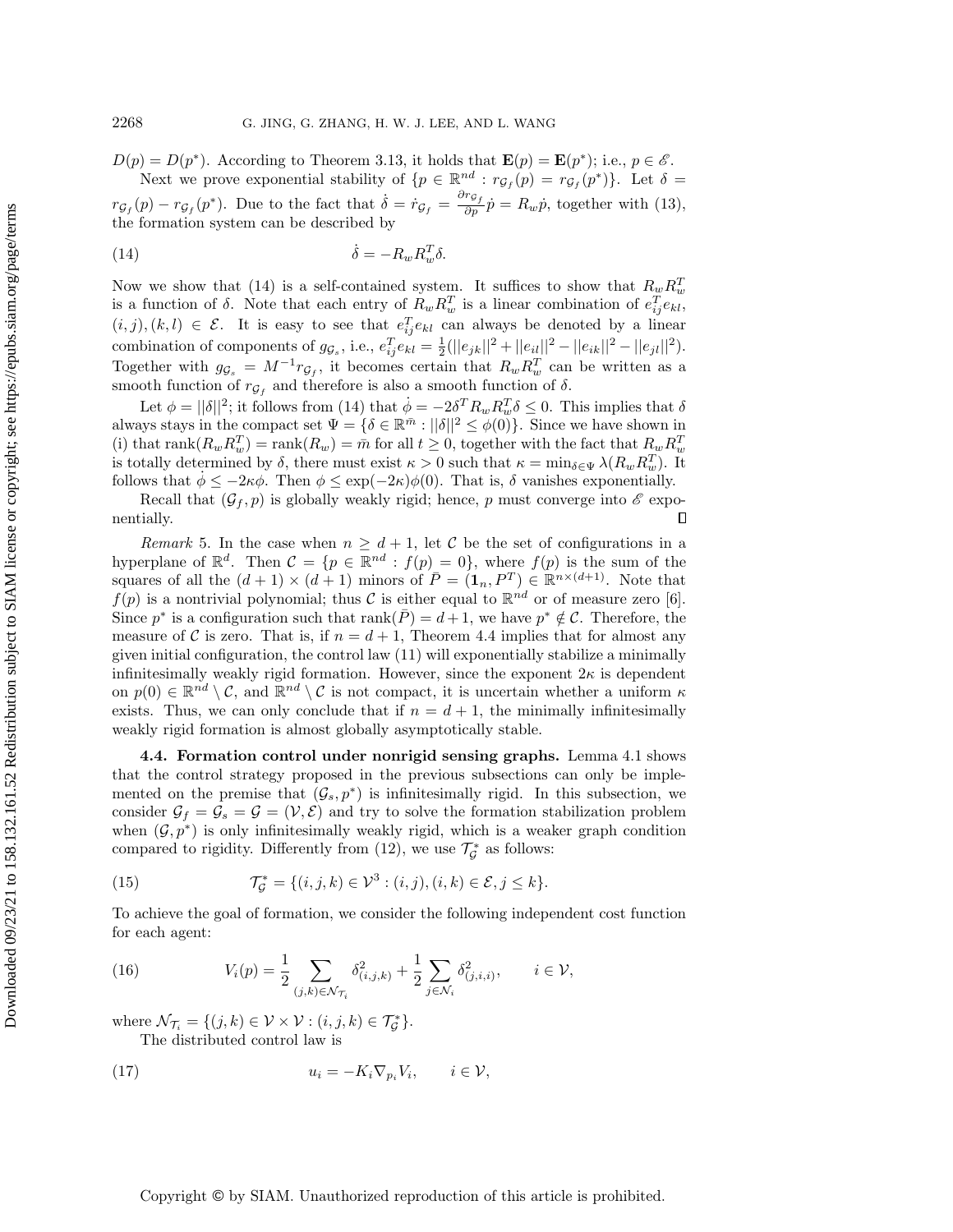$D(p) = D(p^*)$. According to Theorem 3.13, it holds that $\mathbf{E}(p) = \mathbf{E}(p^*)$; i.e., $p \in \mathscr{E}$.

Next we prove exponential stability of $\{p \in \mathbb{R}^{nd} : r_{\mathcal{G}_f}(p) = r_{\mathcal{G}_f}(p^*)\}$. Let $\delta = r_{\mathcal{G}_f}(p) - r_{\mathcal{G}_f}(p^*)$. Due to the fact that $\dot{\delta} = \dot{r}_{\mathcal{G}_f} = \frac{\partial r_{\mathcal{G}_f}}{\partial p}\dot{p} = R_w \dot{p}$, together with (13), the formation system can be described by

$$\dot{\delta} = -R_w R_w^T \delta. \tag{14}$$

Now we show that (14) is a self-contained system. It suffices to show that $R_w R_w^T$ is a function of $\delta$. Note that each entry of $R_w R_w^T$ is a linear combination of $e_{ij}^T e_{kl}$, $(i,j),(k,l) \in \mathcal{E}$. It is easy to see that $e_{ij}^T e_{kl}$ can always be denoted by a linear combination of components of $g_{\mathcal{G}_s}$, i.e., $e_{ij}^T e_{kl} = \frac{1}{2}(||e_{jk}||^2 + ||e_{il}||^2 - ||e_{ik}||^2 - ||e_{jl}||^2)$. Together with $g_{\mathcal{G}_s} = M^{-1} r_{\mathcal{G}_f}$, it becomes certain that $R_w R_w^T$ can be written as a smooth function of $r_{\mathcal{G}_f}$ and therefore is also a smooth function of $\delta$.

Let $\phi = ||\delta||^2$; it follows from (14) that $\dot{\phi} = -2\delta^T R_w R_w^T \delta \leq 0$. This implies that $\delta$ always stays in the compact set $\Psi = \{\delta \in \mathbb{R}^{\bar{m}} : ||\delta||^2 \leq \phi(0)\}$. Since we have shown in (i) that $\operatorname{rank}(R_w R_w^T) = \operatorname{rank}(R_w) = \bar{m}$ for all $t \geq 0$, together with the fact that $R_w R_w^T$ is totally determined by $\delta$, there must exist $\kappa > 0$ such that $\kappa = \min_{\delta \in \Psi} \lambda(R_w R_w^T)$. It follows that $\dot{\phi} \leq -2\kappa\phi$. Then $\phi \leq \exp(-2\kappa)\phi(0)$. That is, $\delta$ vanishes exponentially.

Recall that $(\mathcal{G}_f, p)$ is globally weakly rigid; hence, $p$ must converge into $\mathscr{E}$ exponentially. ∎

*Remark* 5. In the case when $n \geq d+1$, let $\mathcal{C}$ be the set of configurations in a hyperplane of $\mathbb{R}^d$. Then $\mathcal{C} = \{p \in \mathbb{R}^{nd} : f(p) = 0\}$, where $f(p)$ is the sum of the squares of all the $(d+1) \times (d+1)$ minors of $\bar{P} = (\mathbf{1}_n, P^T) \in \mathbb{R}^{n \times (d+1)}$. Note that $f(p)$ is a nontrivial polynomial; thus $\mathcal{C}$ is either equal to $\mathbb{R}^{nd}$ or of measure zero [6]. Since $p^*$ is a configuration such that $\operatorname{rank}(\bar{P}) = d+1$, we have $p^* \notin \mathcal{C}$. Therefore, the measure of $\mathcal{C}$ is zero. That is, if $n = d+1$, Theorem 4.4 implies that for almost any given initial configuration, the control law (11) will exponentially stabilize a minimally infinitesimally weakly rigid formation. However, since the exponent $2\kappa$ is dependent on $p(0) \in \mathbb{R}^{nd} \setminus \mathcal{C}$, and $\mathbb{R}^{nd} \setminus \mathcal{C}$ is not compact, it is uncertain whether a uniform $\kappa$ exists. Thus, we can only conclude that if $n = d+1$, the minimally infinitesimally weakly rigid formation is almost globally asymptotically stable.

### 4.4. Formation control under nonrigid sensing graphs.

Lemma 4.1 shows that the control strategy proposed in the previous subsections can only be implemented on the premise that $(\mathcal{G}_s, p^*)$ is infinitesimally rigid. In this subsection, we consider $\mathcal{G}_f = \mathcal{G}_s = \mathcal{G} = (\mathcal{V}, \mathcal{E})$ and try to solve the formation stabilization problem when $(\mathcal{G}, p^*)$ is only infinitesimally weakly rigid, which is a weaker graph condition compared to rigidity. Differently from (12), we use $\mathcal{T}_{\mathcal{G}}^*$ as follows:

$$\mathcal{T}_{\mathcal{G}}^* = \{(i,j,k) \in \mathcal{V}^3 : (i,j),(i,k) \in \mathcal{E}, j \leq k\}. \tag{15}$$

To achieve the goal of formation, we consider the following independent cost function for each agent:

$$V_i(p) = \frac{1}{2} \sum_{(j,k) \in \mathcal{N}_{\mathcal{T}_i}} \delta_{(i,j,k)}^2 + \frac{1}{2} \sum_{j \in \mathcal{N}_i} \delta_{(j,i,i)}^2, \qquad i \in \mathcal{V}, \tag{16}$$

where $\mathcal{N}_{\mathcal{T}_i} = \{(j,k) \in \mathcal{V} \times \mathcal{V} : (i,j,k) \in \mathcal{T}_{\mathcal{G}}^*\}$.

The distributed control law is

$$u_i = -K_i \nabla_{p_i} V_i, \qquad i \in \mathcal{V}, \tag{17}$$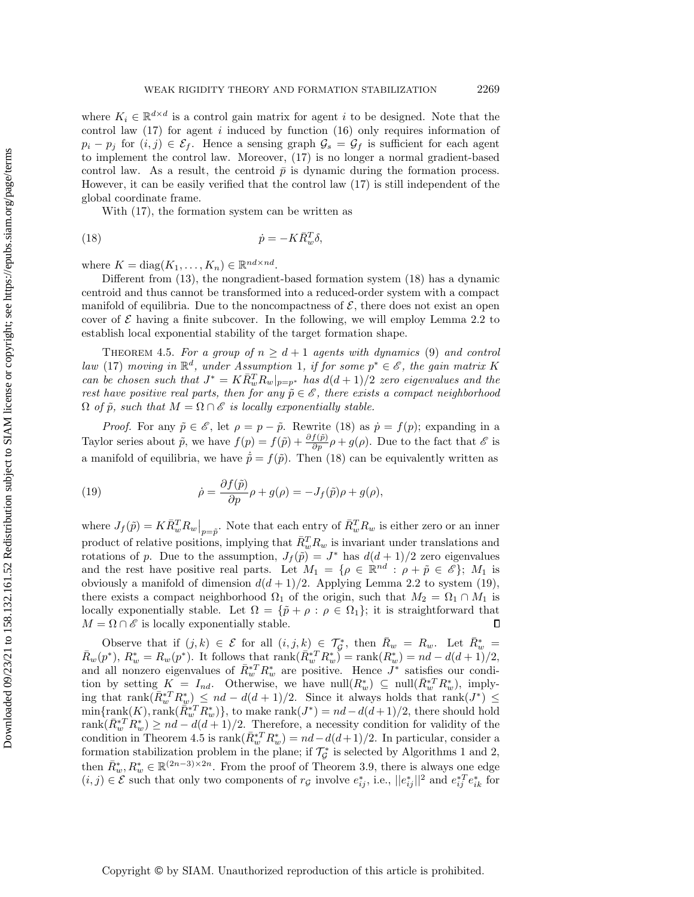where $K_i \in \mathbb{R}^{d\times d}$ is a control gain matrix for agent $i$ to be designed. Note that the control law (17) for agent $i$ induced by function (16) only requires information of $p_i - p_j$ for $(i,j) \in \mathcal{E}_f$. Hence a sensing graph $\mathcal{G}_s = \mathcal{G}_f$ is sufficient for each agent to implement the control law. Moreover, (17) is no longer a normal gradient-based control law. As a result, the centroid $\bar{p}$ is dynamic during the formation process. However, it can be easily verified that the control law (17) is still independent of the global coordinate frame.

With (17), the formation system can be written as

$$\dot{p} = -K\bar{R}_w^T\delta, \tag{18}$$

where $K = \mathrm{diag}(K_1, \dots, K_n) \in \mathbb{R}^{nd\times nd}$.

Different from (13), the nongradient-based formation system (18) has a dynamic centroid and thus cannot be transformed into a reduced-order system with a compact manifold of equilibria. Due to the noncompactness of $\mathcal{E}$, there does not exist an open cover of $\mathcal{E}$ having a finite subcover. In the following, we will employ Lemma 2.2 to establish local exponential stability of the target formation shape.

Theorem 4.5. *For a group of $n \geq d+1$ agents with dynamics* (9) *and control law* (17) *moving in $\mathbb{R}^d$, under Assumption* 1*, if for some $p^* \in \mathscr{E}$, the gain matrix $K$ can be chosen such that $J^* = K\bar{R}_w^T R_w|_{p=p^*}$ has $d(d+1)/2$ zero eigenvalues and the rest have positive real parts, then for any $\tilde{p} \in \mathscr{E}$, there exists a compact neighborhood $\Omega$ of $\tilde{p}$, such that $M = \Omega \cap \mathscr{E}$ is locally exponentially stable.*

*Proof.* For any $\tilde{p} \in \mathscr{E}$, let $\rho = p - \tilde{p}$. Rewrite (18) as $\dot{p} = f(p)$; expanding in a Taylor series about $\tilde{p}$, we have $f(p) = f(\tilde{p}) + \frac{\partial f(\tilde{p})}{\partial p}\rho + g(\rho)$. Due to the fact that $\mathscr{E}$ is a manifold of equilibria, we have $\dot{\tilde{p}} = f(\tilde{p})$. Then (18) can be equivalently written as

$$\dot{\rho} = \frac{\partial f(\tilde{p})}{\partial p}\rho + g(\rho) = -J_f(\tilde{p})\rho + g(\rho), \tag{19}$$

where $J_f(\tilde{p}) = K\bar{R}_w^T R_w\big|_{p=\tilde{p}}$. Note that each entry of $\bar{R}_w^T R_w$ is either zero or an inner product of relative positions, implying that $\bar{R}_w^T R_w$ is invariant under translations and rotations of $p$. Due to the assumption, $J_f(\tilde{p}) = J^*$ has $d(d+1)/2$ zero eigenvalues and the rest have positive real parts. Let $M_1 = \{\rho \in \mathbb{R}^{nd} : \rho + \tilde{p} \in \mathscr{E}\}$; $M_1$ is obviously a manifold of dimension $d(d+1)/2$. Applying Lemma 2.2 to system (19), there exists a compact neighborhood $\Omega_1$ of the origin, such that $M_2 = \Omega_1 \cap M_1$ is locally exponentially stable. Let $\Omega = \{\tilde{p} + \rho : \rho \in \Omega_1\}$; it is straightforward that $M = \Omega \cap \mathscr{E}$ is locally exponentially stable. $\square$

Observe that if $(j,k) \in \mathcal{E}$ for all $(i,j,k) \in \mathcal{T}_{\mathcal{G}}^*$, then $\bar{R}_w = R_w$. Let $\bar{R}_w^* = \bar{R}_w(p^*)$, $R_w^* = R_w(p^*)$. It follows that $\mathrm{rank}(\bar{R}_w^{*T} R_w^*) = \mathrm{rank}(R_w^*) = nd - d(d+1)/2$, and all nonzero eigenvalues of $\bar{R}_w^{*T} R_w^*$ are positive. Hence $J^*$ satisfies our condition by setting $K = I_{nd}$. Otherwise, we have $\mathrm{null}(R_w^*) \subseteq \mathrm{null}(\bar{R}_w^{*T} R_w^*)$, implying that $\mathrm{rank}(\bar{R}_w^{*T} R_w^*) \leq nd - d(d+1)/2$. Since it always holds that $\mathrm{rank}(J^*) \leq \min\{\mathrm{rank}(K), \mathrm{rank}(\bar{R}_w^{*T} R_w^*)\}$, to make $\mathrm{rank}(J^*) = nd - d(d+1)/2$, there should hold $\mathrm{rank}(\bar{R}_w^{*T} R_w^*) \geq nd - d(d+1)/2$. Therefore, a necessity condition for validity of the condition in Theorem 4.5 is $\mathrm{rank}(\bar{R}_w^{*T} R_w^*) = nd - d(d+1)/2$. In particular, consider a formation stabilization problem in the plane; if $\mathcal{T}_{\mathcal{G}}^*$ is selected by Algorithms 1 and 2, then $\bar{R}_w^*, R_w^* \in \mathbb{R}^{(2n-3)\times 2n}$. From the proof of Theorem 3.9, there is always one edge $(i,j) \in \mathcal{E}$ such that only two components of $r_{\mathcal{G}}$ involve $e_{ij}^*$, i.e., $||e_{ij}^*||^2$ and $e_{ij}^{*T} e_{ik}^*$ for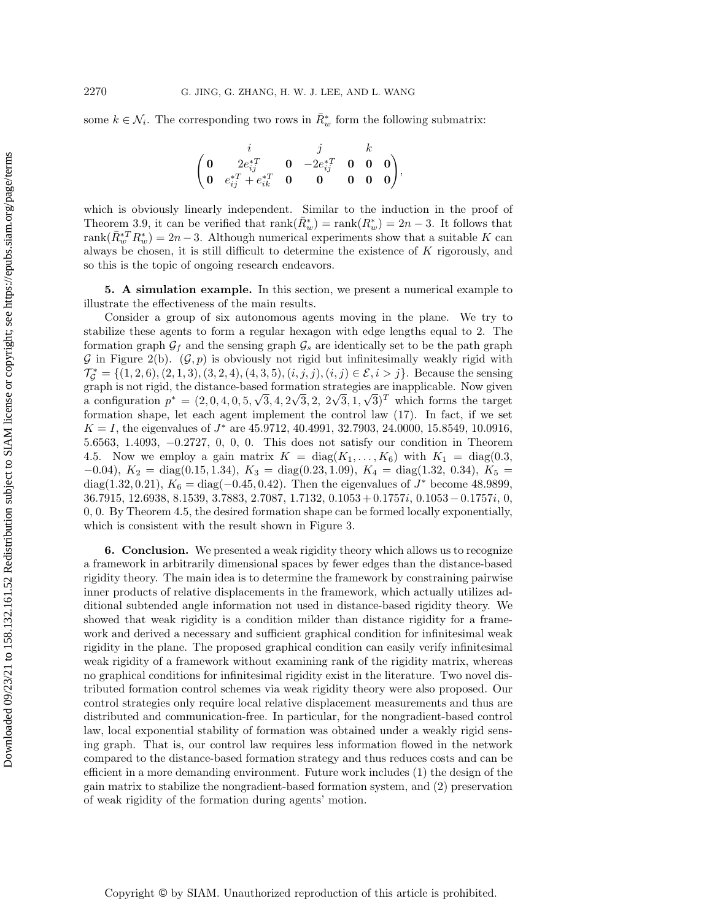some $k \in \mathcal{N}_i$. The corresponding two rows in $\bar{R}_w^*$ form the following submatrix:

$$\begin{pmatrix} \mathbf{0} & \overset{i}{2e_{ij}^{*T}} & \mathbf{0} & \overset{j}{-2e_{ij}^{*T}} & \mathbf{0} & \overset{k}{\mathbf{0}} & \mathbf{0} \\ \mathbf{0} & e_{ij}^{*T} + e_{ik}^{*T} & \mathbf{0} & \mathbf{0} & \mathbf{0} & \mathbf{0} & \mathbf{0} \end{pmatrix},$$

which is obviously linearly independent. Similar to the induction in the proof of Theorem 3.9, it can be verified that $\text{rank}(\bar{R}_w^*) = \text{rank}(R_w^*) = 2n - 3$. It follows that $\text{rank}(\bar{R}_w^{*T} R_w^*) = 2n - 3$. Although numerical experiments show that a suitable $K$ can always be chosen, it is still difficult to determine the existence of $K$ rigorously, and so this is the topic of ongoing research endeavors.

**5. A simulation example.** In this section, we present a numerical example to illustrate the effectiveness of the main results.

Consider a group of six autonomous agents moving in the plane. We try to stabilize these agents to form a regular hexagon with edge lengths equal to 2. The formation graph $\mathcal{G}_f$ and the sensing graph $\mathcal{G}_s$ are identically set to be the path graph $\mathcal{G}$ in Figure 2(b). $(\mathcal{G}, p)$ is obviously not rigid but infinitesimally weakly rigid with $\mathcal{T}_{\mathcal{G}}^* = \{(1, 2, 6), (2, 1, 3), (3, 2, 4), (4, 3, 5), (i, j, j), (i, j) \in \mathcal{E}, i > j\}$. Because the sensing graph is not rigid, the distance-based formation strategies are inapplicable. Now given a configuration $p^* = (2, 0, 4, 0, 5, \sqrt{3}, 4, 2\sqrt{3}, 2,\ 2\sqrt{3}, 1, \sqrt{3})^T$ which forms the target formation shape, let each agent implement the control law (17). In fact, if we set $K = I$, the eigenvalues of $J^*$ are 45.9712, 40.4991, 32.7903, 24.0000, 15.8549, 10.0916, 5.6563, 1.4093, $-0.2727$, 0, 0, 0. This does not satisfy our condition in Theorem 4.5. Now we employ a gain matrix $K = \text{diag}(K_1, \ldots, K_6)$ with $K_1 = \text{diag}(0.3, -0.04)$, $K_2 = \text{diag}(0.15, 1.34)$, $K_3 = \text{diag}(0.23, 1.09)$, $K_4 = \text{diag}(1.32,\ 0.34)$, $K_5 = \text{diag}(1.32, 0.21)$, $K_6 = \text{diag}(-0.45, 0.42)$. Then the eigenvalues of $J^*$ become 48.9899, 36.7915, 12.6938, 8.1539, 3.7883, 2.7087, 1.7132, $0.1053 + 0.1757i$, $0.1053 - 0.1757i$, 0, 0, 0. By Theorem 4.5, the desired formation shape can be formed locally exponentially, which is consistent with the result shown in Figure 3.

**6. Conclusion.** We presented a weak rigidity theory which allows us to recognize a framework in arbitrarily dimensional spaces by fewer edges than the distance-based rigidity theory. The main idea is to determine the framework by constraining pairwise inner products of relative displacements in the framework, which actually utilizes additional subtended angle information not used in distance-based rigidity theory. We showed that weak rigidity is a condition milder than distance rigidity for a framework and derived a necessary and sufficient graphical condition for infinitesimal weak rigidity in the plane. The proposed graphical condition can easily verify infinitesimal weak rigidity of a framework without examining rank of the rigidity matrix, whereas no graphical conditions for infinitesimal rigidity exist in the literature. Two novel distributed formation control schemes via weak rigidity theory were also proposed. Our control strategies only require local relative displacement measurements and thus are distributed and communication-free. In particular, for the nongradient-based control law, local exponential stability of formation was obtained under a weakly rigid sensing graph. That is, our control law requires less information flowed in the network compared to the distance-based formation strategy and thus reduces costs and can be efficient in a more demanding environment. Future work includes (1) the design of the gain matrix to stabilize the nongradient-based formation system, and (2) preservation of weak rigidity of the formation during agents' motion.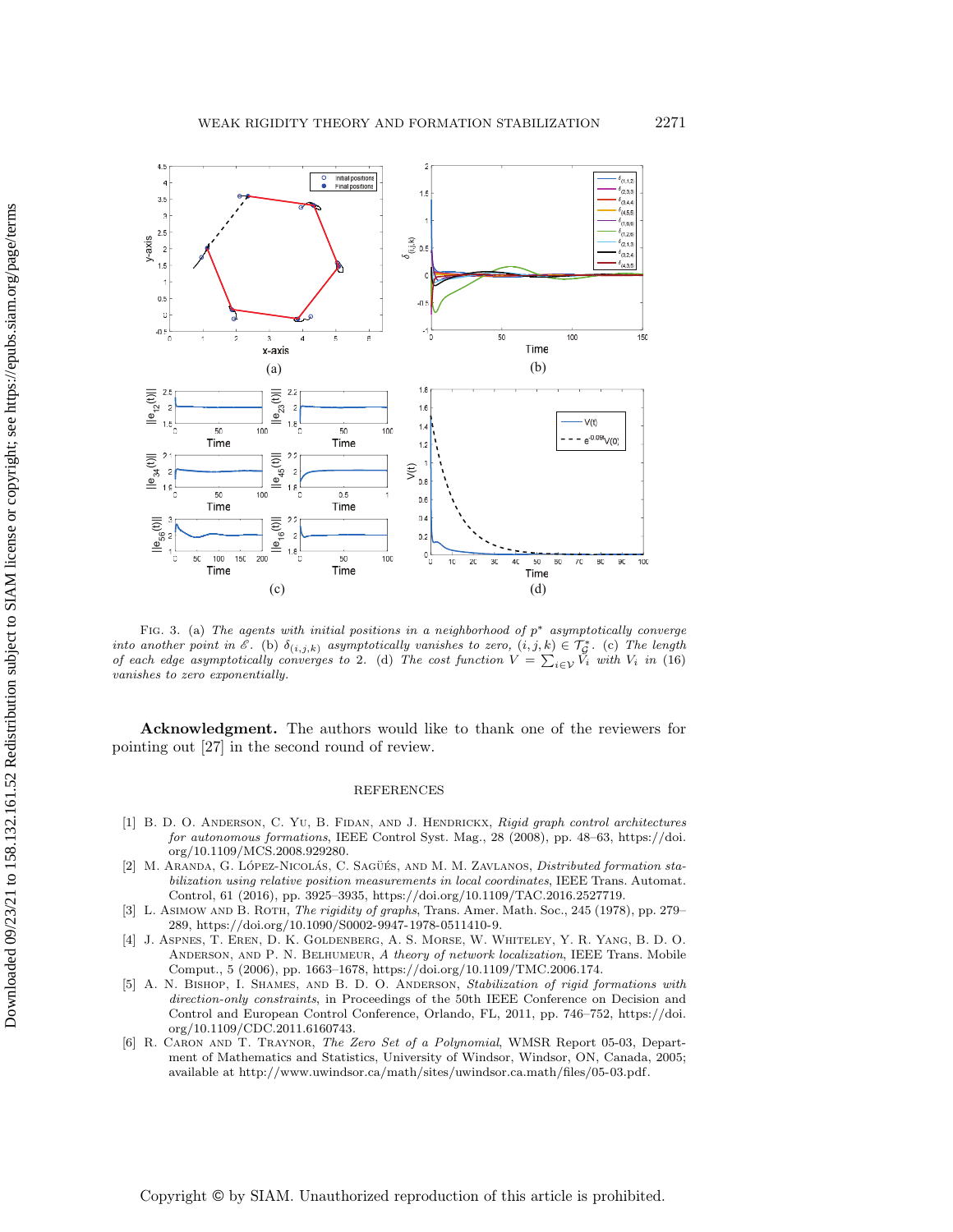Fig. 3. (a) *The agents with initial positions in a neighborhood of $p^*$ asymptotically converge into another point in $\mathscr{E}$.* (b) $\delta_{(i,j,k)}$ *asymptotically vanishes to zero,* $(i,j,k) \in \mathcal{T}_{\mathcal{G}}^*$. (c) *The length of each edge asymptotically converges to* 2. (d) *The cost function* $V = \sum_{i \in \mathcal{V}} V_i$ *with* $V_i$ *in* (16) *vanishes to zero exponentially.*

**Acknowledgment.** The authors would like to thank one of the reviewers for pointing out [27] in the second round of review.

## REFERENCES

[1] B. D. O. Anderson, C. Yu, B. Fidan, and J. Hendrickx, *Rigid graph control architectures for autonomous formations*, IEEE Control Syst. Mag., 28 (2008), pp. 48–63, https://doi.org/10.1109/MCS.2008.929280.

[2] M. Aranda, G. López-Nicolás, C. Sagüés, and M. M. Zavlanos, *Distributed formation stabilization using relative position measurements in local coordinates*, IEEE Trans. Automat. Control, 61 (2016), pp. 3925–3935, https://doi.org/10.1109/TAC.2016.2527719.

[3] L. Asimow and B. Roth, *The rigidity of graphs*, Trans. Amer. Math. Soc., 245 (1978), pp. 279–289, https://doi.org/10.1090/S0002-9947-1978-0511410-9.

[4] J. Aspnes, T. Eren, D. K. Goldenberg, A. S. Morse, W. Whiteley, Y. R. Yang, B. D. O. Anderson, and P. N. Belhumeur, *A theory of network localization*, IEEE Trans. Mobile Comput., 5 (2006), pp. 1663–1678, https://doi.org/10.1109/TMC.2006.174.

[5] A. N. Bishop, I. Shames, and B. D. O. Anderson, *Stabilization of rigid formations with direction-only constraints*, in Proceedings of the 50th IEEE Conference on Decision and Control and European Control Conference, Orlando, FL, 2011, pp. 746–752, https://doi.org/10.1109/CDC.2011.6160743.

[6] R. Caron and T. Traynor, *The Zero Set of a Polynomial*, WMSR Report 05-03, Department of Mathematics and Statistics, University of Windsor, Windsor, ON, Canada, 2005; available at http://www.uwindsor.ca/math/sites/uwindsor.ca.math/files/05-03.pdf.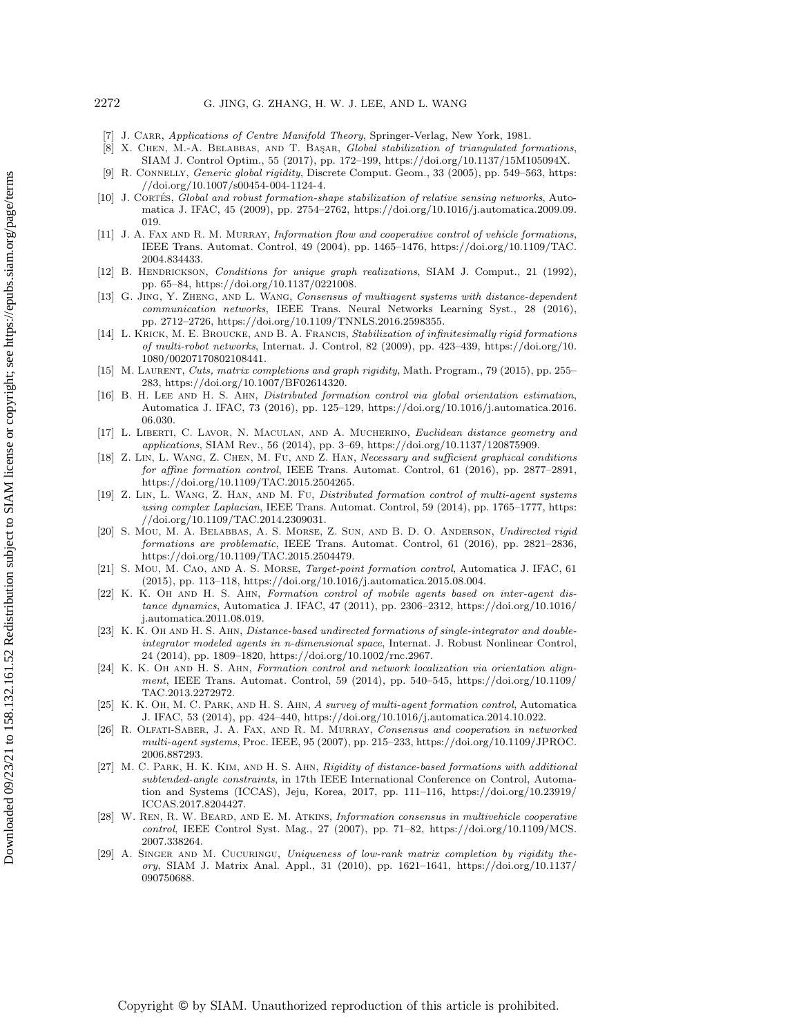[7] J. Carr, *Applications of Centre Manifold Theory*, Springer-Verlag, New York, 1981.

[8] X. Chen, M.-A. Belabbas, and T. Başar, *Global stabilization of triangulated formations*, SIAM J. Control Optim., 55 (2017), pp. 172–199, https://doi.org/10.1137/15M105094X.

[9] R. Connelly, *Generic global rigidity*, Discrete Comput. Geom., 33 (2005), pp. 549–563, https://doi.org/10.1007/s00454-004-1124-4.

[10] J. Cortés, *Global and robust formation-shape stabilization of relative sensing networks*, Automatica J. IFAC, 45 (2009), pp. 2754–2762, https://doi.org/10.1016/j.automatica.2009.09.019.

[11] J. A. Fax and R. M. Murray, *Information flow and cooperative control of vehicle formations*, IEEE Trans. Automat. Control, 49 (2004), pp. 1465–1476, https://doi.org/10.1109/TAC.2004.834433.

[12] B. Hendrickson, *Conditions for unique graph realizations*, SIAM J. Comput., 21 (1992), pp. 65–84, https://doi.org/10.1137/0221008.

[13] G. Jing, Y. Zheng, and L. Wang, *Consensus of multiagent systems with distance-dependent communication networks*, IEEE Trans. Neural Networks Learning Syst., 28 (2016), pp. 2712–2726, https://doi.org/10.1109/TNNLS.2016.2598355.

[14] L. Krick, M. E. Broucke, and B. A. Francis, *Stabilization of infinitesimally rigid formations of multi-robot networks*, Internat. J. Control, 82 (2009), pp. 423–439, https://doi.org/10.1080/00207170802108441.

[15] M. Laurent, *Cuts, matrix completions and graph rigidity*, Math. Program., 79 (2015), pp. 255–283, https://doi.org/10.1007/BF02614320.

[16] B. H. Lee and H. S. Ahn, *Distributed formation control via global orientation estimation*, Automatica J. IFAC, 73 (2016), pp. 125–129, https://doi.org/10.1016/j.automatica.2016.06.030.

[17] L. Liberti, C. Lavor, N. Maculan, and A. Mucherino, *Euclidean distance geometry and applications*, SIAM Rev., 56 (2014), pp. 3–69, https://doi.org/10.1137/120875909.

[18] Z. Lin, L. Wang, Z. Chen, M. Fu, and Z. Han, *Necessary and sufficient graphical conditions for affine formation control*, IEEE Trans. Automat. Control, 61 (2016), pp. 2877–2891, https://doi.org/10.1109/TAC.2015.2504265.

[19] Z. Lin, L. Wang, Z. Han, and M. Fu, *Distributed formation control of multi-agent systems using complex Laplacian*, IEEE Trans. Automat. Control, 59 (2014), pp. 1765–1777, https://doi.org/10.1109/TAC.2014.2309031.

[20] S. Mou, M. A. Belabbas, A. S. Morse, Z. Sun, and B. D. O. Anderson, *Undirected rigid formations are problematic*, IEEE Trans. Automat. Control, 61 (2016), pp. 2821–2836, https://doi.org/10.1109/TAC.2015.2504479.

[21] S. Mou, M. Cao, and A. S. Morse, *Target-point formation control*, Automatica J. IFAC, 61 (2015), pp. 113–118, https://doi.org/10.1016/j.automatica.2015.08.004.

[22] K. K. Oh and H. S. Ahn, *Formation control of mobile agents based on inter-agent distance dynamics*, Automatica J. IFAC, 47 (2011), pp. 2306–2312, https://doi.org/10.1016/j.automatica.2011.08.019.

[23] K. K. Oh and H. S. Ahn, *Distance-based undirected formations of single-integrator and double-integrator modeled agents in n-dimensional space*, Internat. J. Robust Nonlinear Control, 24 (2014), pp. 1809–1820, https://doi.org/10.1002/rnc.2967.

[24] K. K. Oh and H. S. Ahn, *Formation control and network localization via orientation alignment*, IEEE Trans. Automat. Control, 59 (2014), pp. 540–545, https://doi.org/10.1109/TAC.2013.2272972.

[25] K. K. Oh, M. C. Park, and H. S. Ahn, *A survey of multi-agent formation control*, Automatica J. IFAC, 53 (2014), pp. 424–440, https://doi.org/10.1016/j.automatica.2014.10.022.

[26] R. Olfati-Saber, J. A. Fax, and R. M. Murray, *Consensus and cooperation in networked multi-agent systems*, Proc. IEEE, 95 (2007), pp. 215–233, https://doi.org/10.1109/JPROC.2006.887293.

[27] M. C. Park, H. K. Kim, and H. S. Ahn, *Rigidity of distance-based formations with additional subtended-angle constraints*, in 17th IEEE International Conference on Control, Automation and Systems (ICCAS), Jeju, Korea, 2017, pp. 111–116, https://doi.org/10.23919/ICCAS.2017.8204427.

[28] W. Ren, R. W. Beard, and E. M. Atkins, *Information consensus in multivehicle cooperative control*, IEEE Control Syst. Mag., 27 (2007), pp. 71–82, https://doi.org/10.1109/MCS.2007.338264.

[29] A. Singer and M. Cucuringu, *Uniqueness of low-rank matrix completion by rigidity theory*, SIAM J. Matrix Anal. Appl., 31 (2010), pp. 1621–1641, https://doi.org/10.1137/090750688.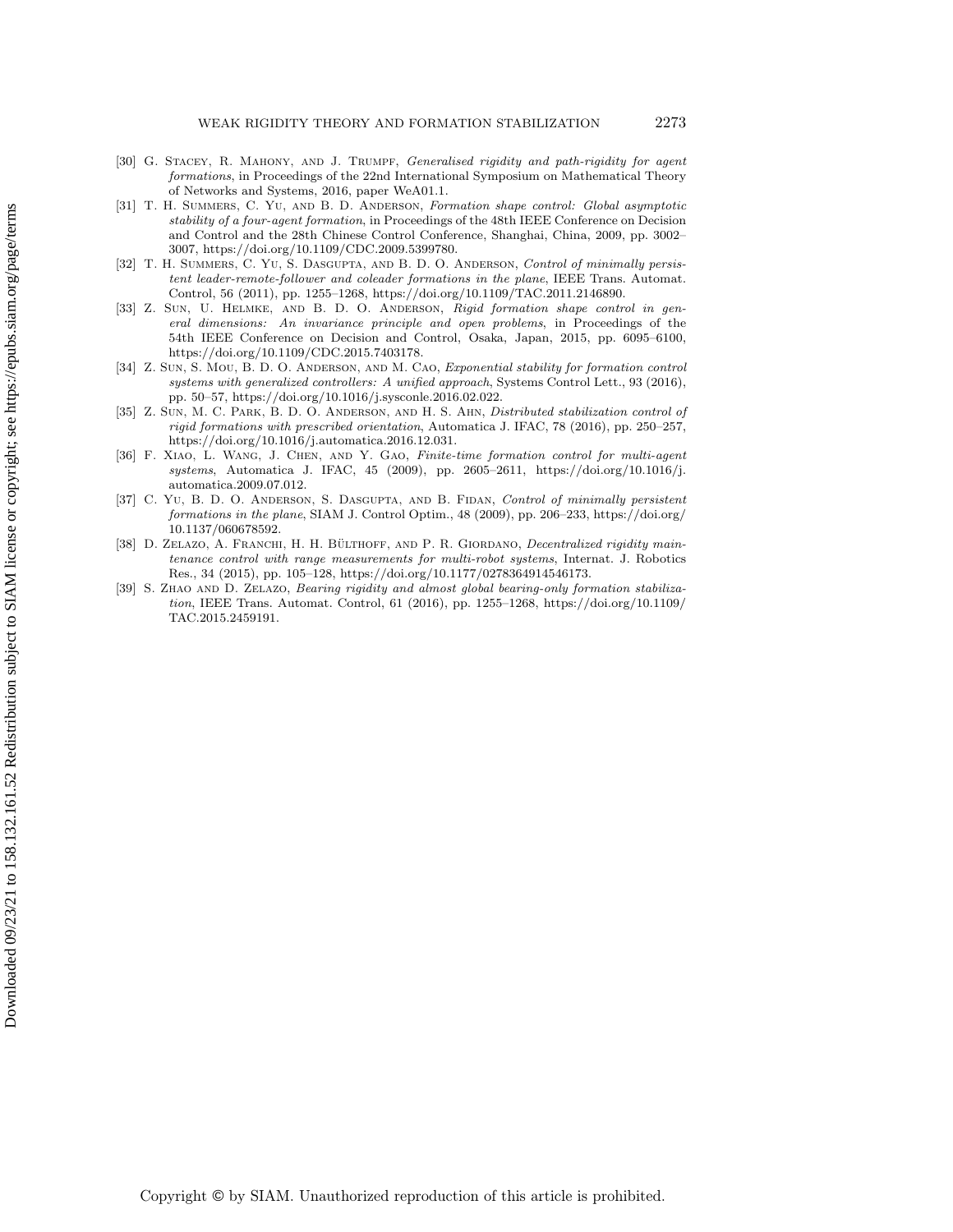[30] G. Stacey, R. Mahony, and J. Trumpf, *Generalised rigidity and path-rigidity for agent formations*, in Proceedings of the 22nd International Symposium on Mathematical Theory of Networks and Systems, 2016, paper WeA01.1.

[31] T. H. Summers, C. Yu, and B. D. Anderson, *Formation shape control: Global asymptotic stability of a four-agent formation*, in Proceedings of the 48th IEEE Conference on Decision and Control and the 28th Chinese Control Conference, Shanghai, China, 2009, pp. 3002–3007, https://doi.org/10.1109/CDC.2009.5399780.

[32] T. H. Summers, C. Yu, S. Dasgupta, and B. D. O. Anderson, *Control of minimally persistent leader-remote-follower and coleader formations in the plane*, IEEE Trans. Automat. Control, 56 (2011), pp. 1255–1268, https://doi.org/10.1109/TAC.2011.2146890.

[33] Z. Sun, U. Helmke, and B. D. O. Anderson, *Rigid formation shape control in general dimensions: An invariance principle and open problems*, in Proceedings of the 54th IEEE Conference on Decision and Control, Osaka, Japan, 2015, pp. 6095–6100, https://doi.org/10.1109/CDC.2015.7403178.

[34] Z. Sun, S. Mou, B. D. O. Anderson, and M. Cao, *Exponential stability for formation control systems with generalized controllers: A unified approach*, Systems Control Lett., 93 (2016), pp. 50–57, https://doi.org/10.1016/j.sysconle.2016.02.022.

[35] Z. Sun, M. C. Park, B. D. O. Anderson, and H. S. Ahn, *Distributed stabilization control of rigid formations with prescribed orientation*, Automatica J. IFAC, 78 (2016), pp. 250–257, https://doi.org/10.1016/j.automatica.2016.12.031.

[36] F. Xiao, L. Wang, J. Chen, and Y. Gao, *Finite-time formation control for multi-agent systems*, Automatica J. IFAC, 45 (2009), pp. 2605–2611, https://doi.org/10.1016/j.automatica.2009.07.012.

[37] C. Yu, B. D. O. Anderson, S. Dasgupta, and B. Fidan, *Control of minimally persistent formations in the plane*, SIAM J. Control Optim., 48 (2009), pp. 206–233, https://doi.org/10.1137/060678592.

[38] D. Zelazo, A. Franchi, H. H. Bülthoff, and P. R. Giordano, *Decentralized rigidity maintenance control with range measurements for multi-robot systems*, Internat. J. Robotics Res., 34 (2015), pp. 105–128, https://doi.org/10.1177/0278364914546173.

[39] S. Zhao and D. Zelazo, *Bearing rigidity and almost global bearing-only formation stabilization*, IEEE Trans. Automat. Control, 61 (2016), pp. 1255–1268, https://doi.org/10.1109/TAC.2015.2459191.